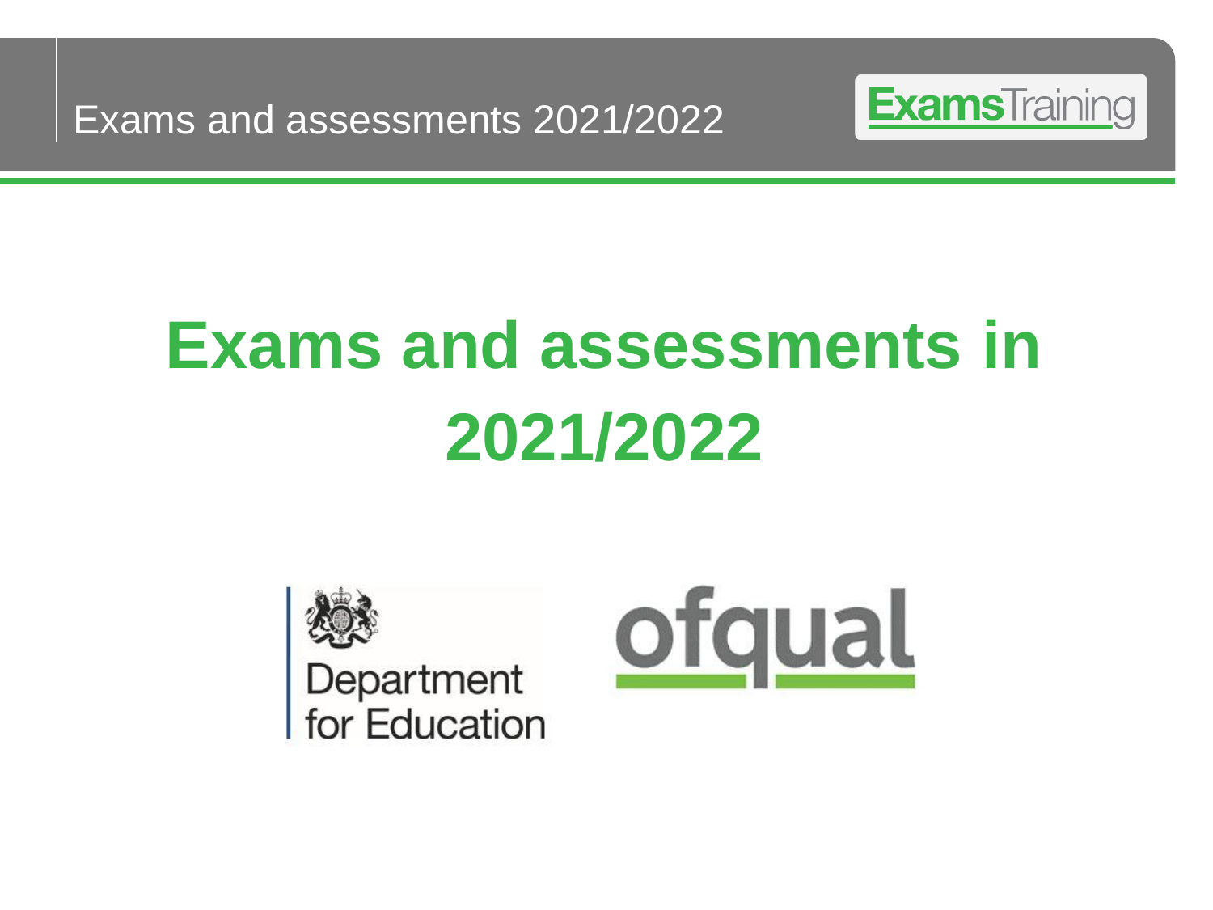# Exams and assessments in 2021/2022

Department for Education

ofqual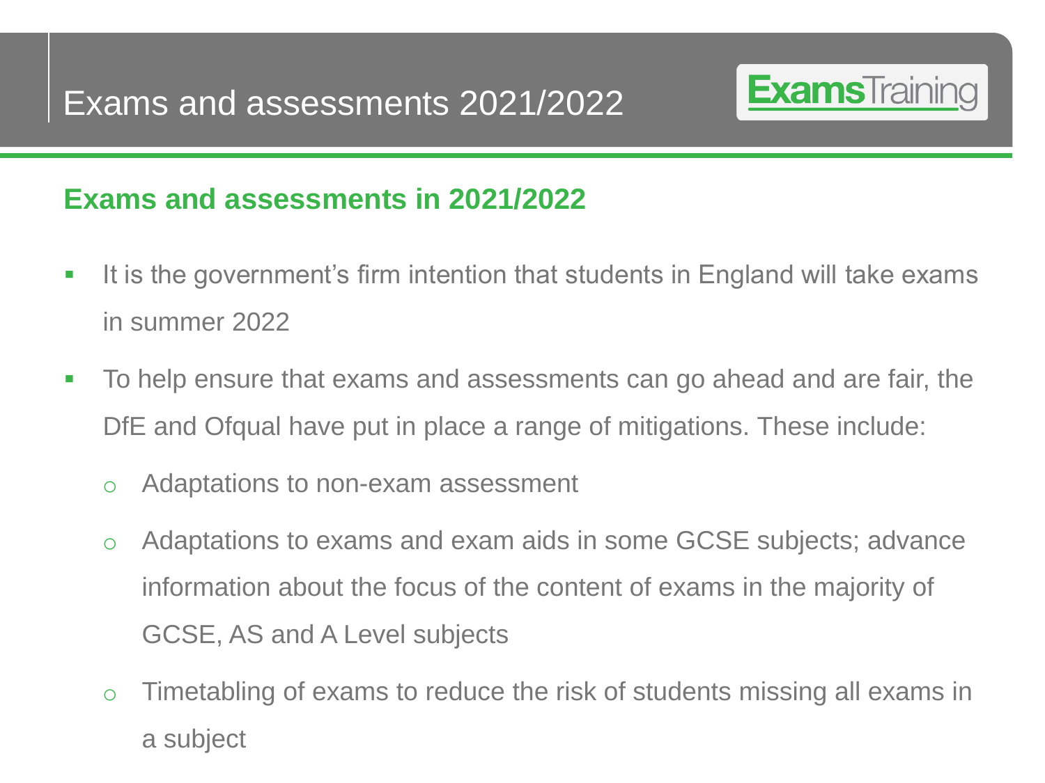# Exams and assessments 2021/2022

## Exams and assessments in 2021/2022

- It is the government's firm intention that students in England will take exams in summer 2022
- To help ensure that exams and assessments can go ahead and are fair, the DfE and Ofqual have put in place a range of mitigations. These include:
  - Adaptations to non-exam assessment
  - Adaptations to exams and exam aids in some GCSE subjects; advance information about the focus of the content of exams in the majority of GCSE, AS and A Level subjects
  - Timetabling of exams to reduce the risk of students missing all exams in a subject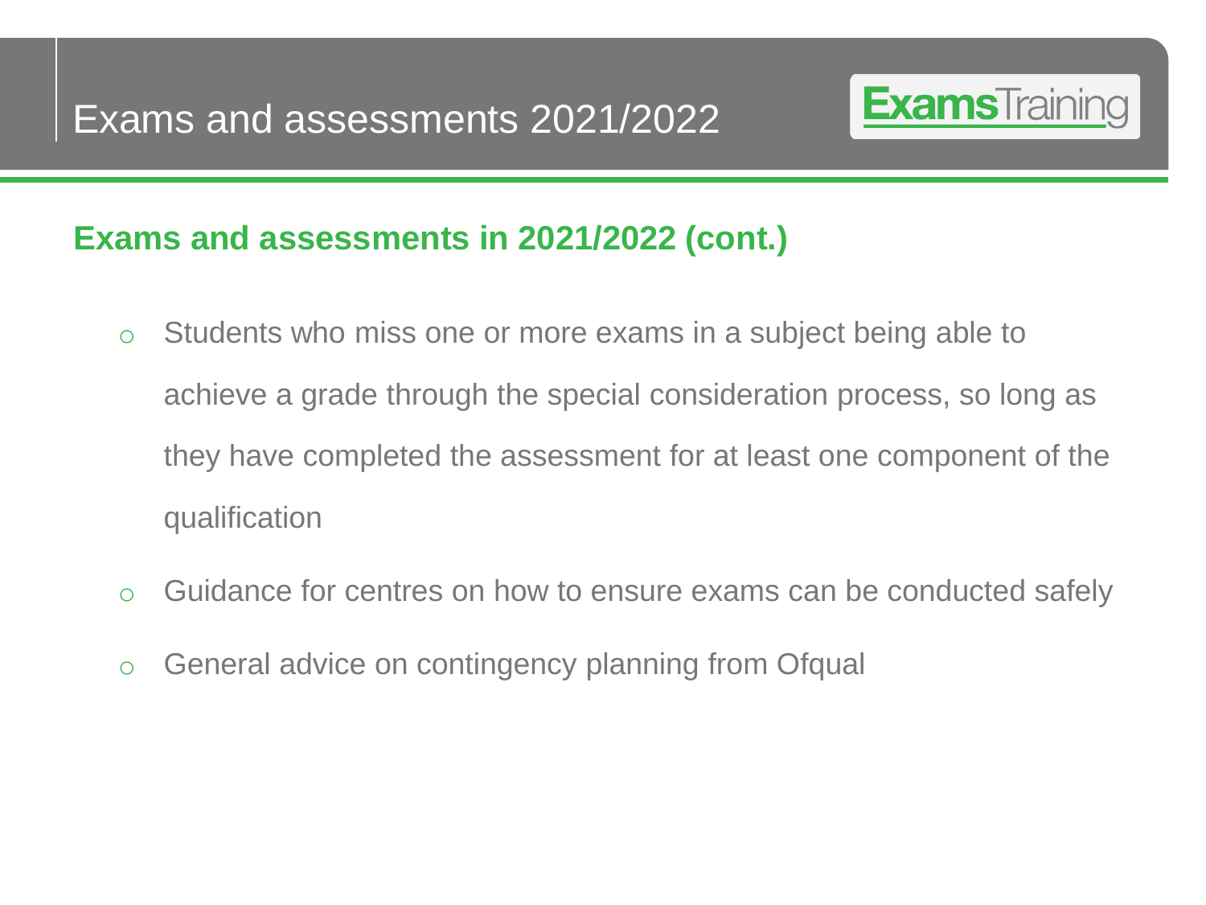# Exams and assessments 2021/2022

## Exams and assessments in 2021/2022 (cont.)

- Students who miss one or more exams in a subject being able to achieve a grade through the special consideration process, so long as they have completed the assessment for at least one component of the qualification
- Guidance for centres on how to ensure exams can be conducted safely
- General advice on contingency planning from Ofqual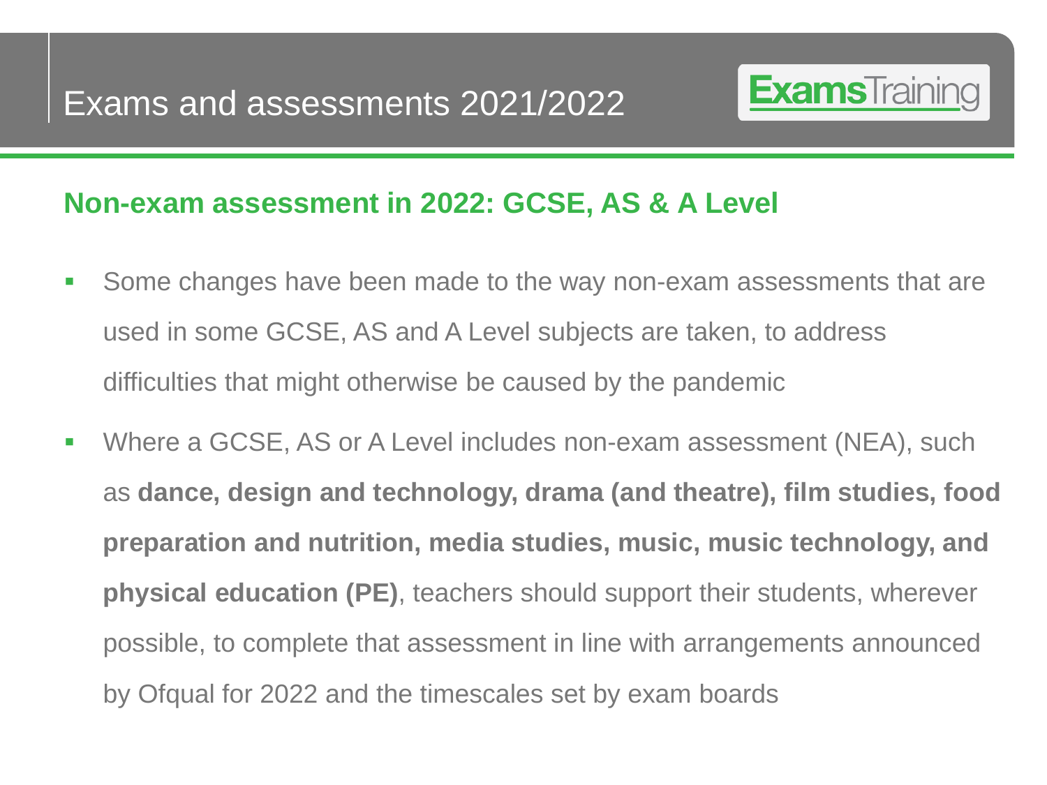# Exams and assessments 2021/2022

## Non-exam assessment in 2022: GCSE, AS & A Level

- Some changes have been made to the way non-exam assessments that are used in some GCSE, AS and A Level subjects are taken, to address difficulties that might otherwise be caused by the pandemic
- Where a GCSE, AS or A Level includes non-exam assessment (NEA), such as **dance, design and technology, drama (and theatre), film studies, food preparation and nutrition, media studies, music, music technology, and physical education (PE)**, teachers should support their students, wherever possible, to complete that assessment in line with arrangements announced by Ofqual for 2022 and the timescales set by exam boards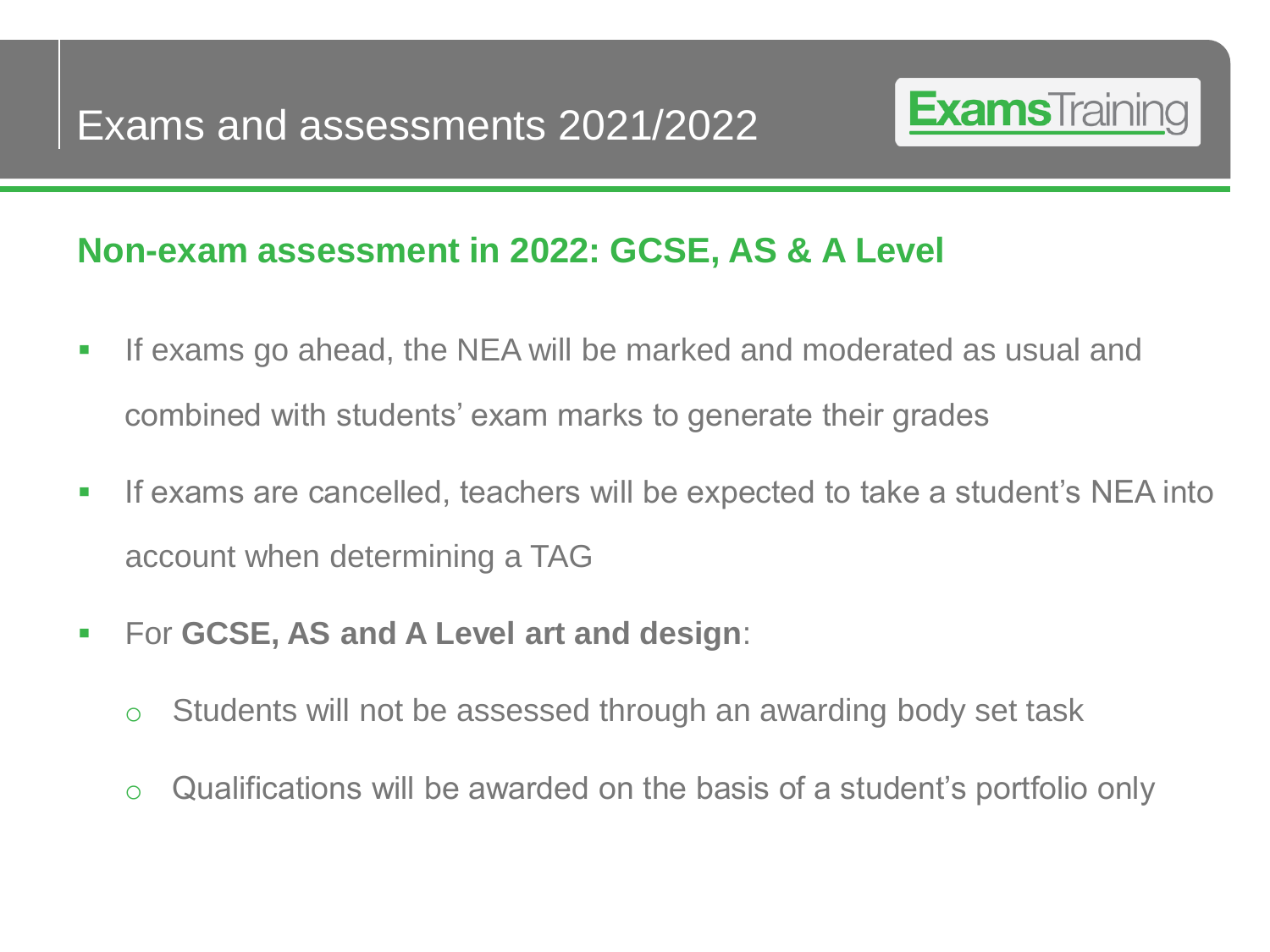# Exams and assessments 2021/2022

## Non-exam assessment in 2022: GCSE, AS & A Level

- If exams go ahead, the NEA will be marked and moderated as usual and combined with students' exam marks to generate their grades
- If exams are cancelled, teachers will be expected to take a student's NEA into account when determining a TAG
- For **GCSE, AS and A Level art and design**:
  - Students will not be assessed through an awarding body set task
  - Qualifications will be awarded on the basis of a student's portfolio only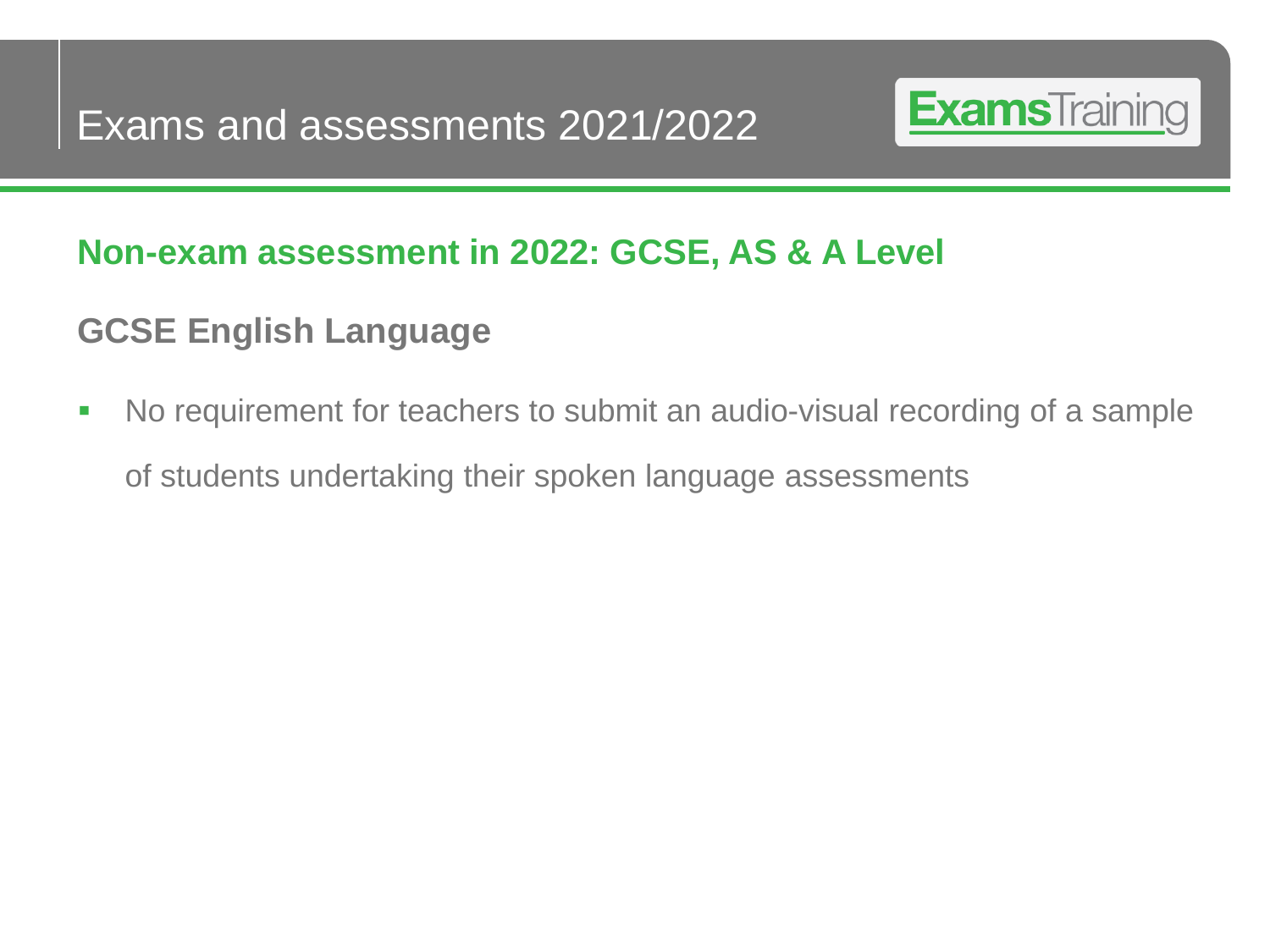# Exams and assessments 2021/2022

## Non-exam assessment in 2022: GCSE, AS & A Level

### GCSE English Language

- No requirement for teachers to submit an audio-visual recording of a sample of students undertaking their spoken language assessments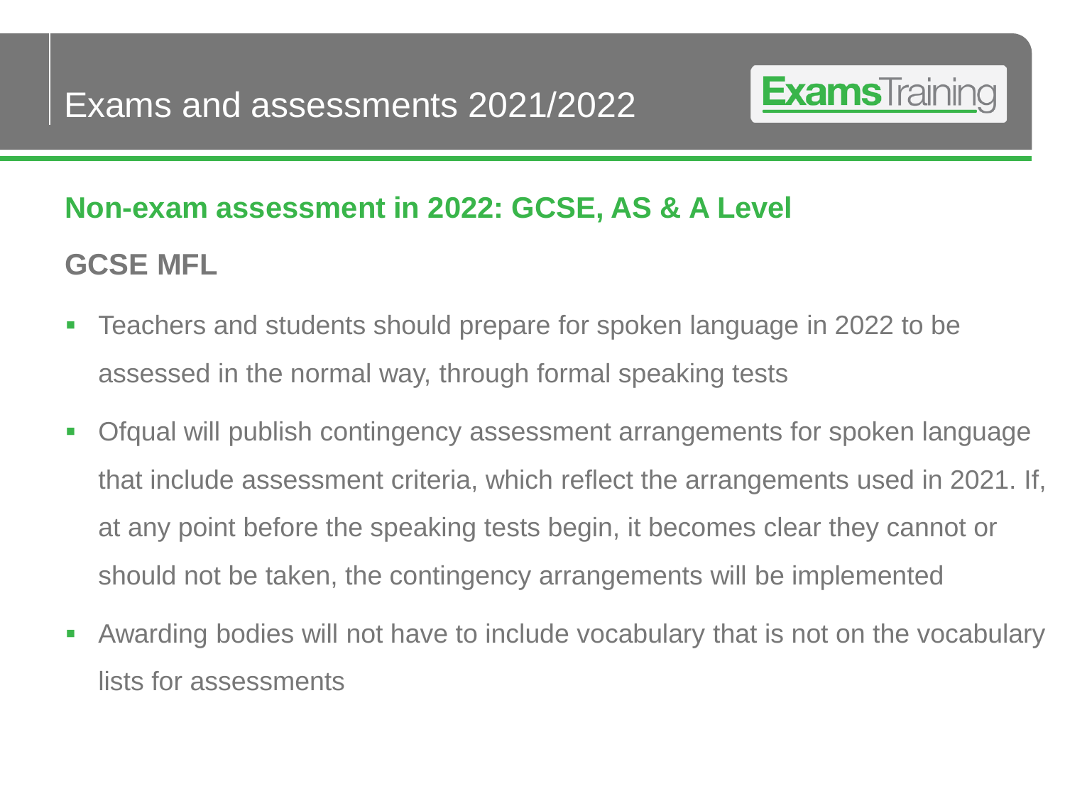# Exams and assessments 2021/2022

## Non-exam assessment in 2022: GCSE, AS & A Level

### GCSE MFL

- Teachers and students should prepare for spoken language in 2022 to be assessed in the normal way, through formal speaking tests
- Ofqual will publish contingency assessment arrangements for spoken language that include assessment criteria, which reflect the arrangements used in 2021. If, at any point before the speaking tests begin, it becomes clear they cannot or should not be taken, the contingency arrangements will be implemented
- Awarding bodies will not have to include vocabulary that is not on the vocabulary lists for assessments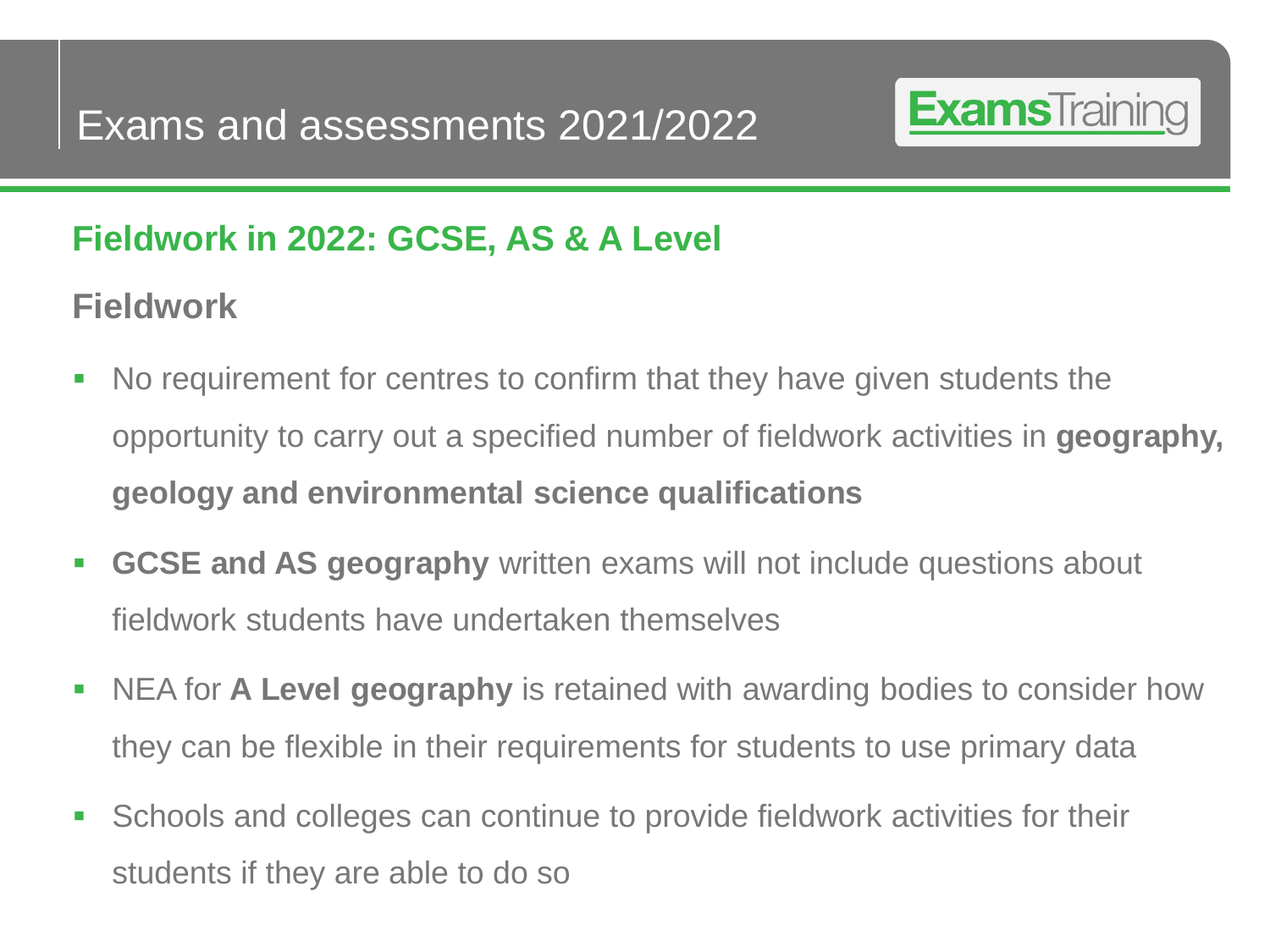# Exams and assessments 2021/2022

## Fieldwork in 2022: GCSE, AS & A Level

### Fieldwork

- No requirement for centres to confirm that they have given students the opportunity to carry out a specified number of fieldwork activities in **geography, geology and environmental science qualifications**
- **GCSE and AS geography** written exams will not include questions about fieldwork students have undertaken themselves
- NEA for **A Level geography** is retained with awarding bodies to consider how they can be flexible in their requirements for students to use primary data
- Schools and colleges can continue to provide fieldwork activities for their students if they are able to do so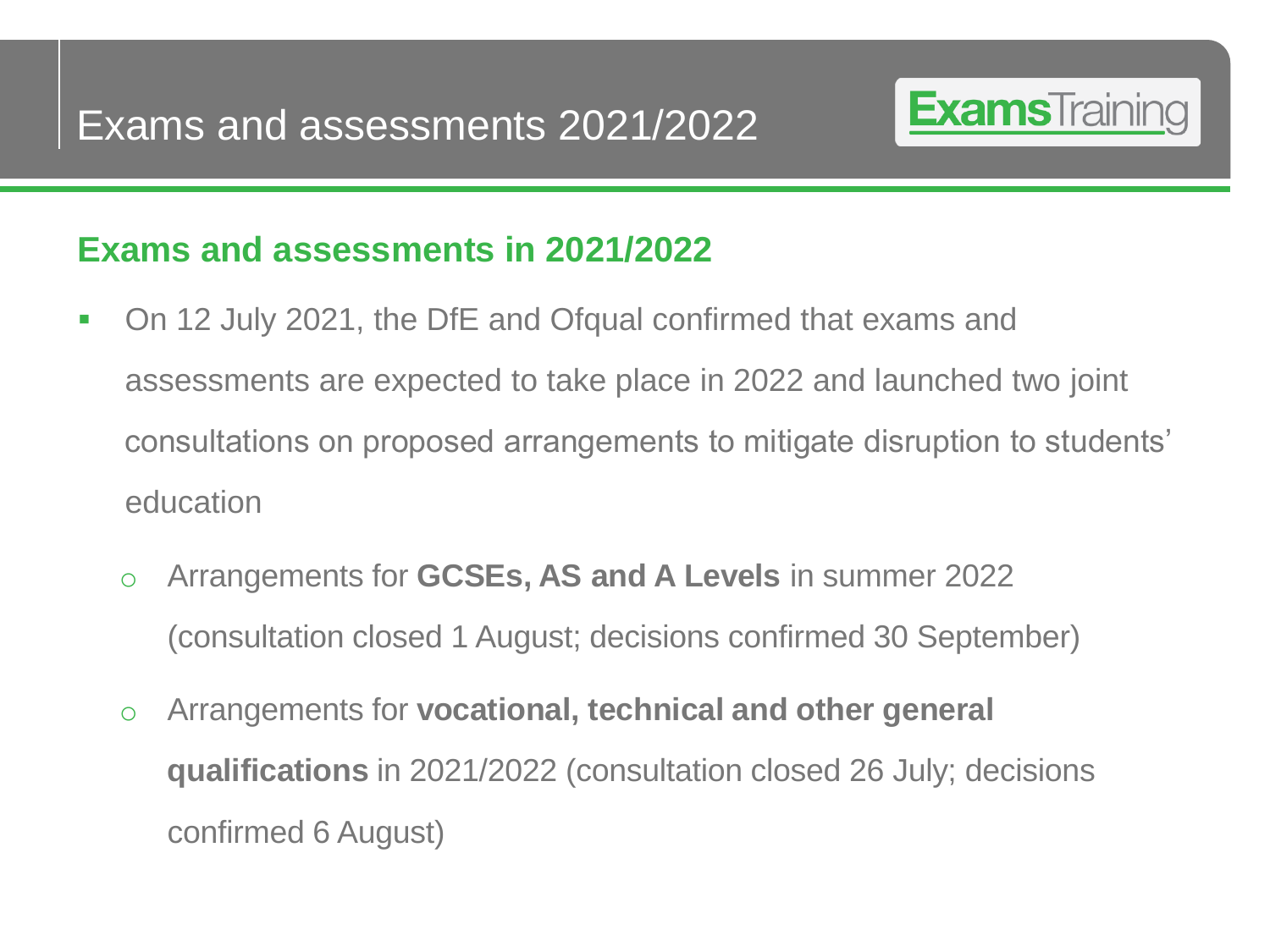# Exams and assessments 2021/2022

## Exams and assessments in 2021/2022

- On 12 July 2021, the DfE and Ofqual confirmed that exams and assessments are expected to take place in 2022 and launched two joint consultations on proposed arrangements to mitigate disruption to students' education
  - Arrangements for **GCSEs, AS and A Levels** in summer 2022 (consultation closed 1 August; decisions confirmed 30 September)
  - Arrangements for **vocational, technical and other general qualifications** in 2021/2022 (consultation closed 26 July; decisions confirmed 6 August)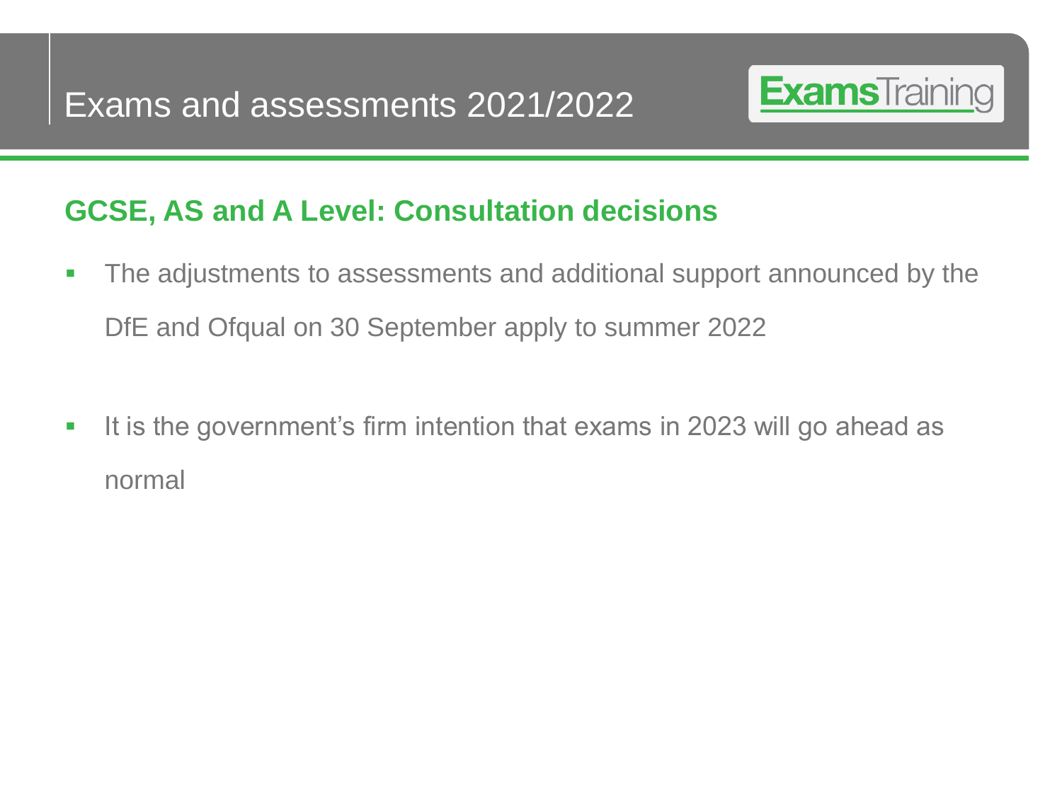# Exams and assessments 2021/2022

## GCSE, AS and A Level: Consultation decisions

- The adjustments to assessments and additional support announced by the DfE and Ofqual on 30 September apply to summer 2022
- It is the government's firm intention that exams in 2023 will go ahead as normal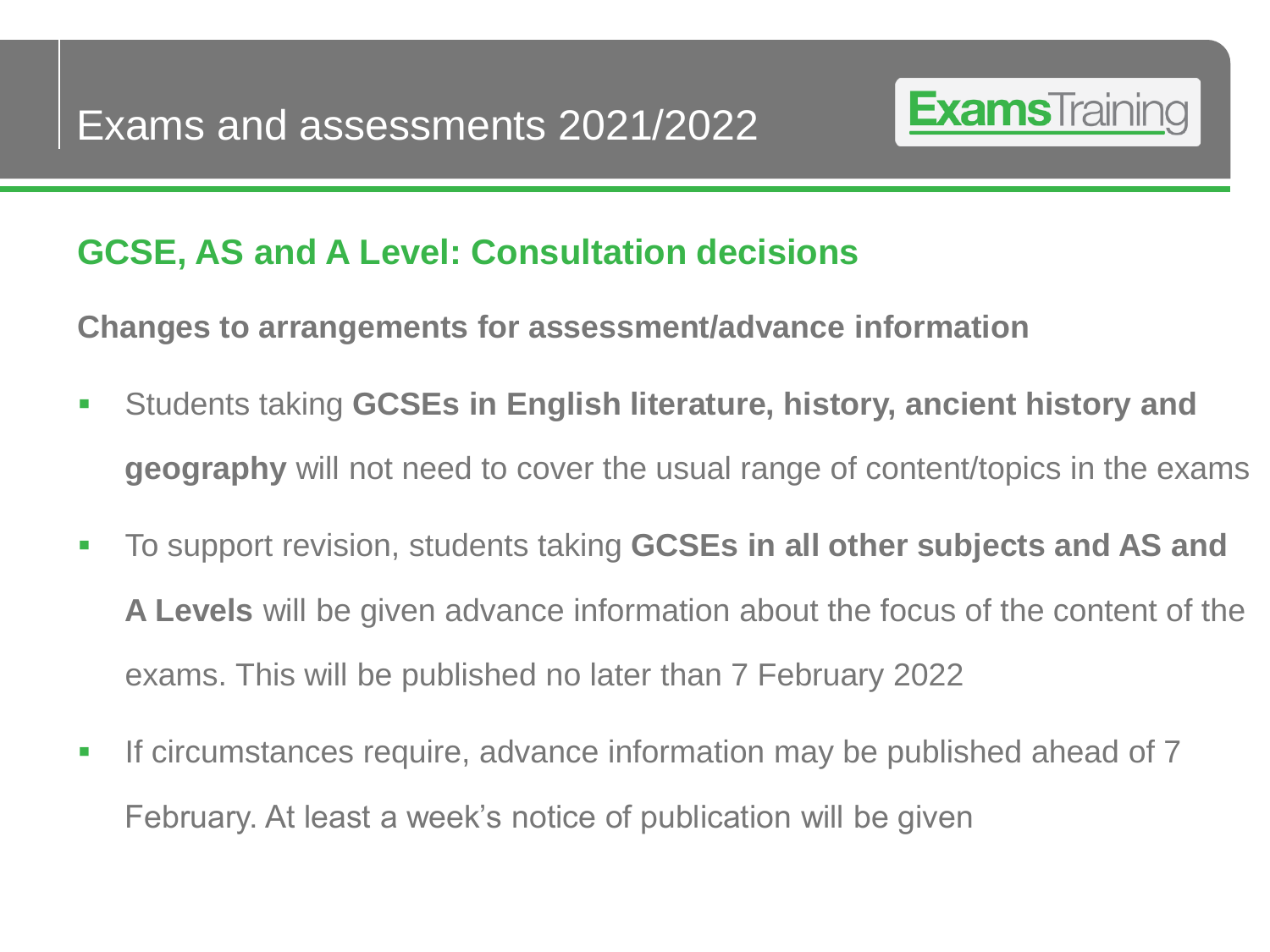# Exams and assessments 2021/2022

## GCSE, AS and A Level: Consultation decisions

**Changes to arrangements for assessment/advance information**

- Students taking **GCSEs in English literature, history, ancient history and geography** will not need to cover the usual range of content/topics in the exams
- To support revision, students taking **GCSEs in all other subjects and AS and A Levels** will be given advance information about the focus of the content of the exams. This will be published no later than 7 February 2022
- If circumstances require, advance information may be published ahead of 7 February. At least a week's notice of publication will be given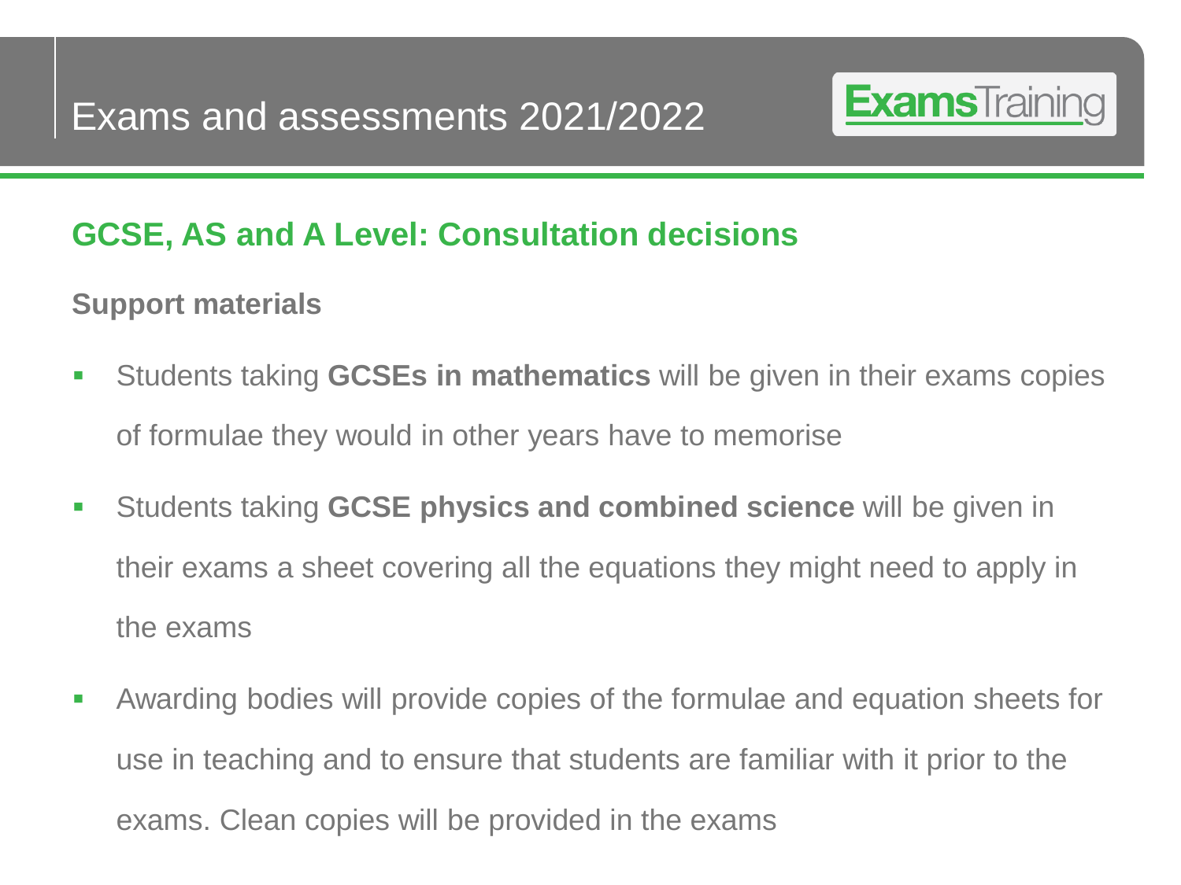# Exams and assessments 2021/2022

## GCSE, AS and A Level: Consultation decisions

### Support materials

- Students taking **GCSEs in mathematics** will be given in their exams copies of formulae they would in other years have to memorise
- Students taking **GCSE physics and combined science** will be given in their exams a sheet covering all the equations they might need to apply in the exams
- Awarding bodies will provide copies of the formulae and equation sheets for use in teaching and to ensure that students are familiar with it prior to the exams. Clean copies will be provided in the exams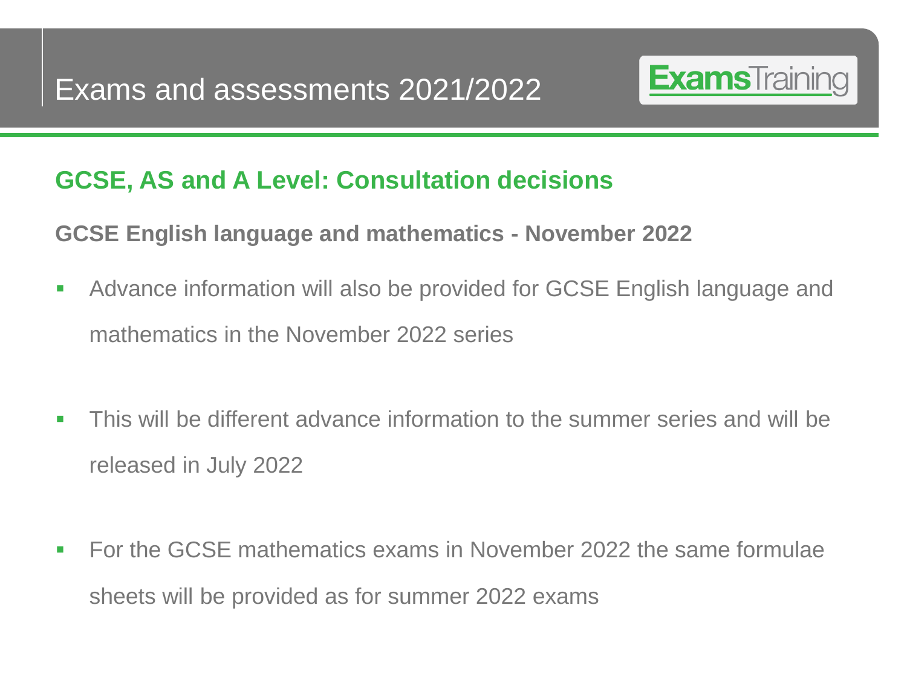# Exams and assessments 2021/2022

## GCSE, AS and A Level: Consultation decisions

### GCSE English language and mathematics - November 2022

- Advance information will also be provided for GCSE English language and mathematics in the November 2022 series
- This will be different advance information to the summer series and will be released in July 2022
- For the GCSE mathematics exams in November 2022 the same formulae sheets will be provided as for summer 2022 exams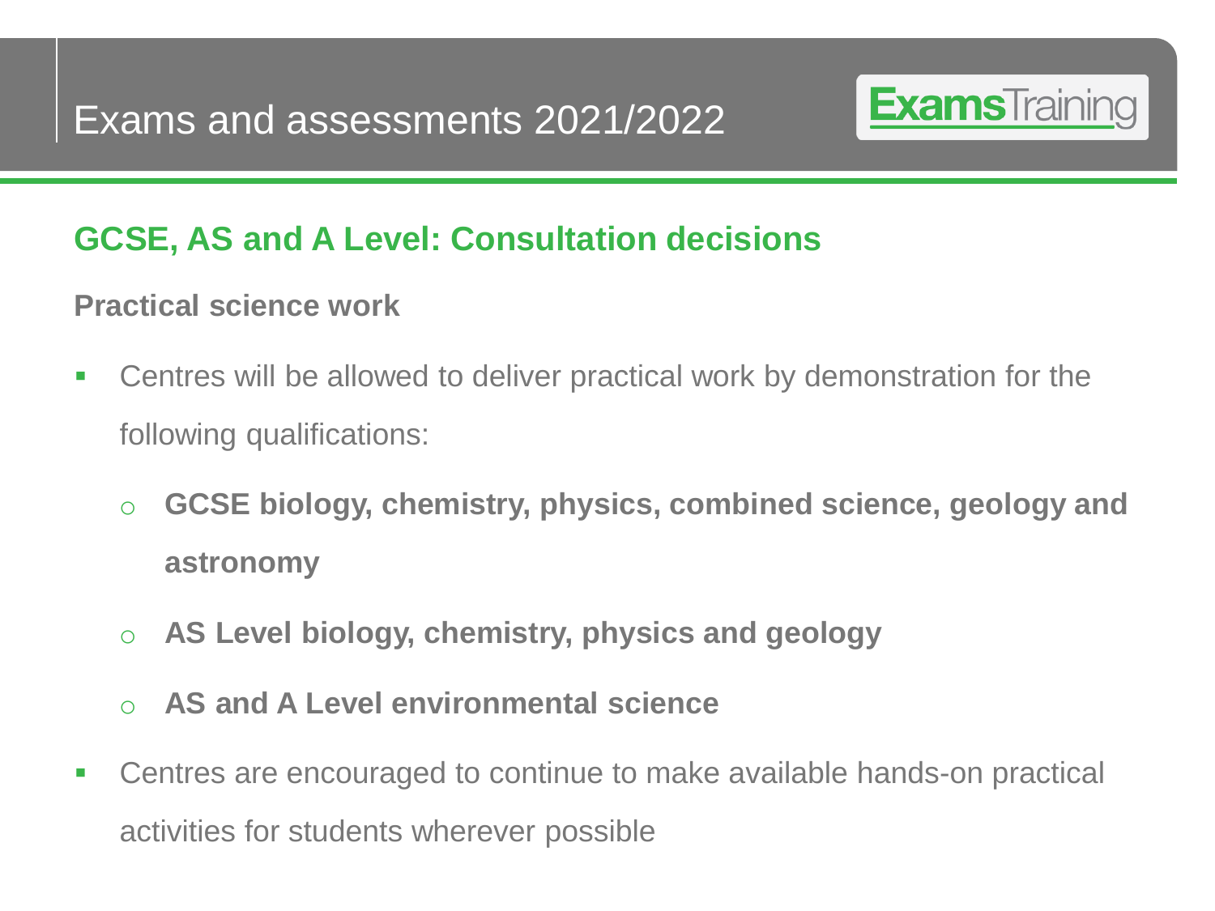# Exams and assessments 2021/2022

## GCSE, AS and A Level: Consultation decisions

**Practical science work**

- Centres will be allowed to deliver practical work by demonstration for the following qualifications:
  - **GCSE biology, chemistry, physics, combined science, geology and astronomy**
  - **AS Level biology, chemistry, physics and geology**
  - **AS and A Level environmental science**
- Centres are encouraged to continue to make available hands-on practical activities for students wherever possible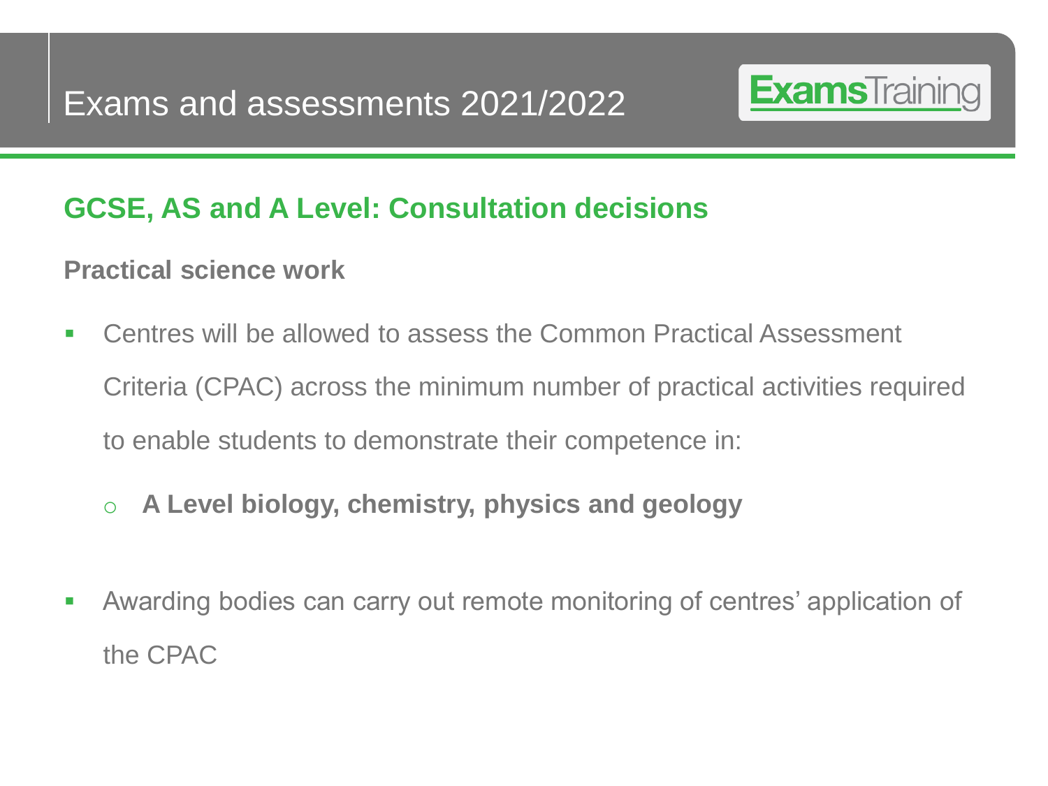# Exams and assessments 2021/2022

## GCSE, AS and A Level: Consultation decisions

### Practical science work

- Centres will be allowed to assess the Common Practical Assessment Criteria (CPAC) across the minimum number of practical activities required to enable students to demonstrate their competence in:
  - **A Level biology, chemistry, physics and geology**

- Awarding bodies can carry out remote monitoring of centres' application of the CPAC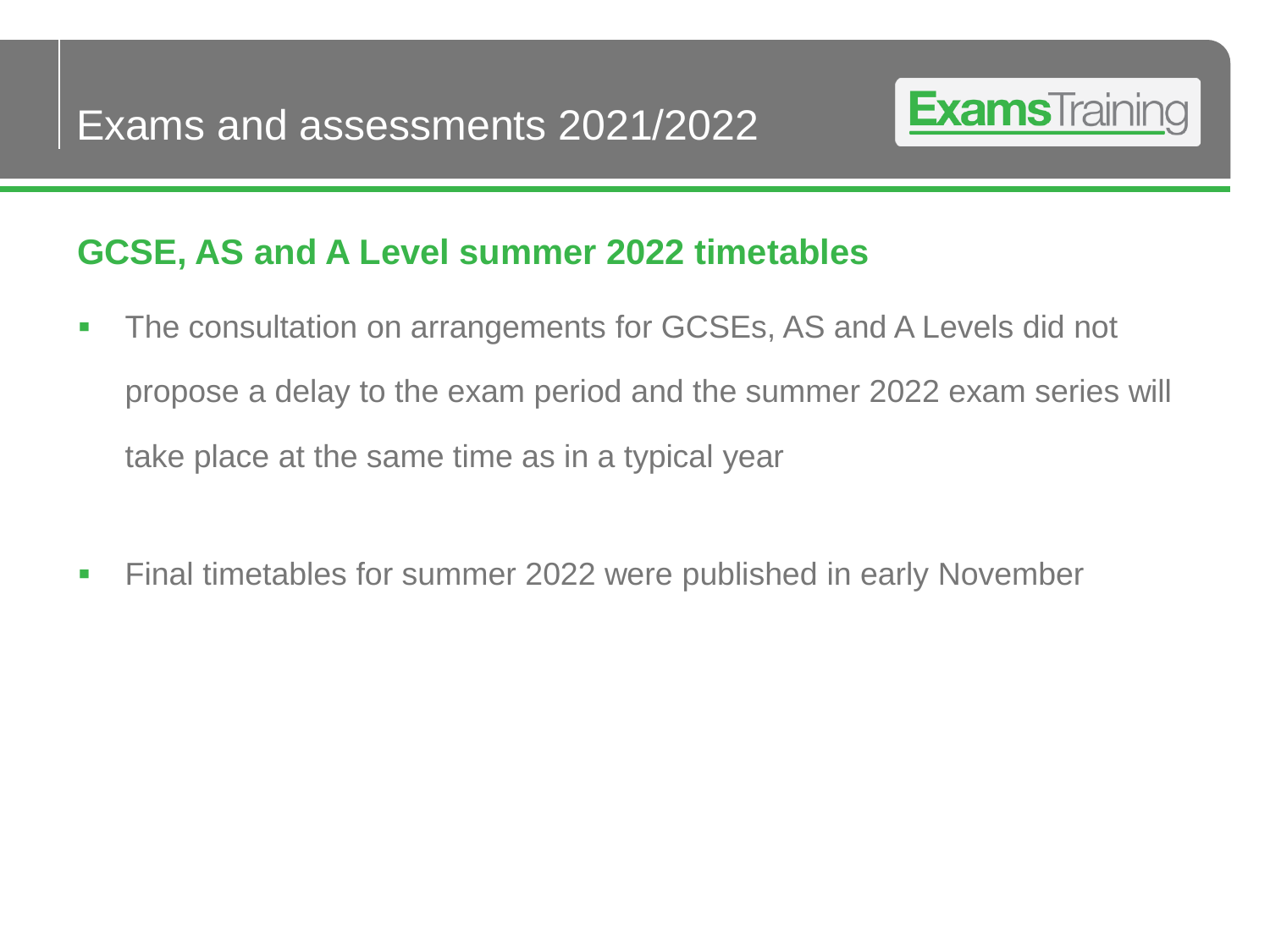# Exams and assessments 2021/2022

## GCSE, AS and A Level summer 2022 timetables

- The consultation on arrangements for GCSEs, AS and A Levels did not propose a delay to the exam period and the summer 2022 exam series will take place at the same time as in a typical year

- Final timetables for summer 2022 were published in early November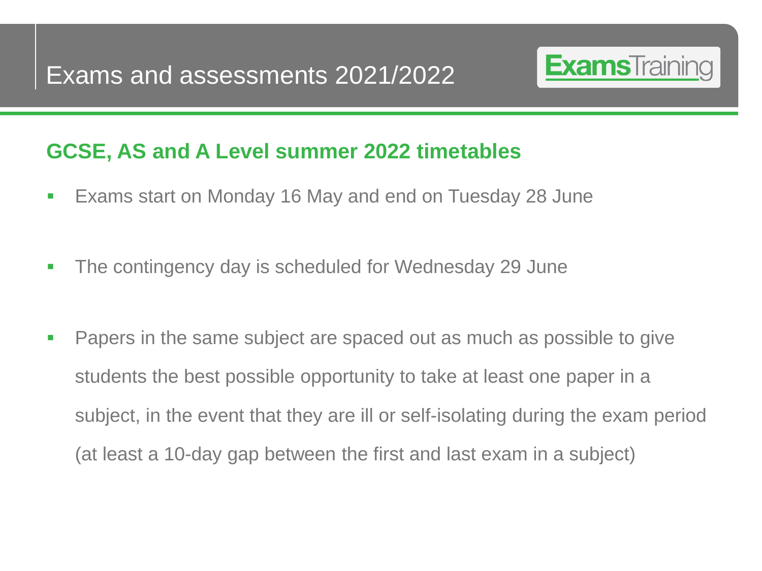# Exams and assessments 2021/2022

ExamsTraining

## GCSE, AS and A Level summer 2022 timetables

- Exams start on Monday 16 May and end on Tuesday 28 June
- The contingency day is scheduled for Wednesday 29 June
- Papers in the same subject are spaced out as much as possible to give students the best possible opportunity to take at least one paper in a subject, in the event that they are ill or self-isolating during the exam period (at least a 10-day gap between the first and last exam in a subject)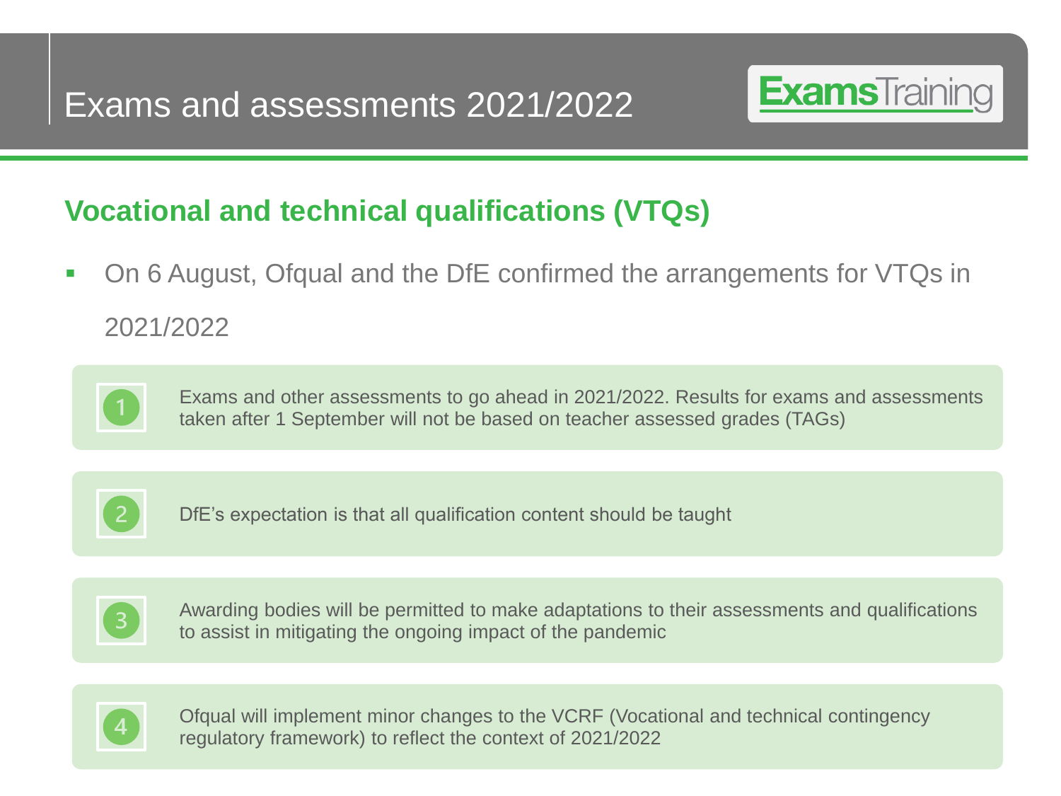# Exams and assessments 2021/2022

## Vocational and technical qualifications (VTQs)

- On 6 August, Ofqual and the DfE confirmed the arrangements for VTQs in 2021/2022

1. Exams and other assessments to go ahead in 2021/2022. Results for exams and assessments taken after 1 September will not be based on teacher assessed grades (TAGs)

2. DfE's expectation is that all qualification content should be taught

3. Awarding bodies will be permitted to make adaptations to their assessments and qualifications to assist in mitigating the ongoing impact of the pandemic

4. Ofqual will implement minor changes to the VCRF (Vocational and technical contingency regulatory framework) to reflect the context of 2021/2022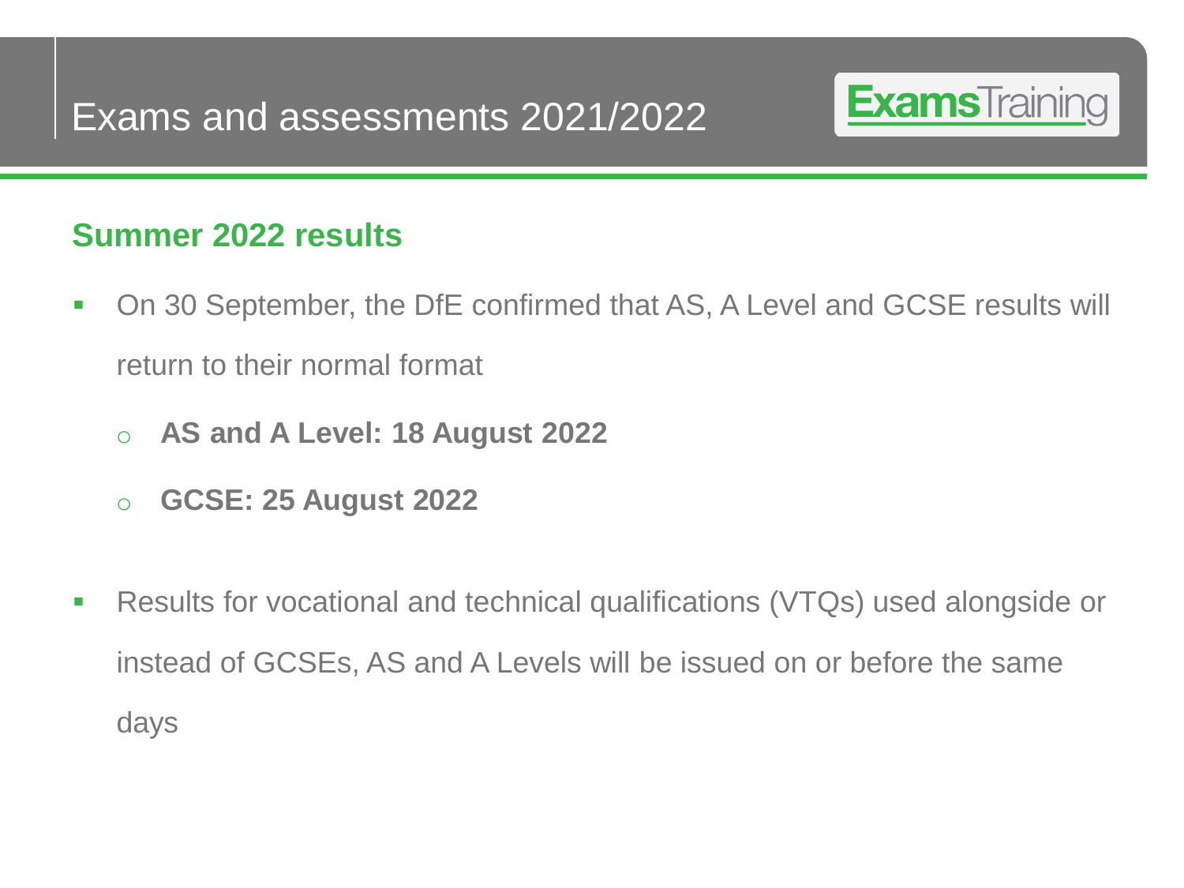# Exams and assessments 2021/2022

## Summer 2022 results

- On 30 September, the DfE confirmed that AS, A Level and GCSE results will return to their normal format
  - **AS and A Level: 18 August 2022**
  - **GCSE: 25 August 2022**
- Results for vocational and technical qualifications (VTQs) used alongside or instead of GCSEs, AS and A Levels will be issued on or before the same days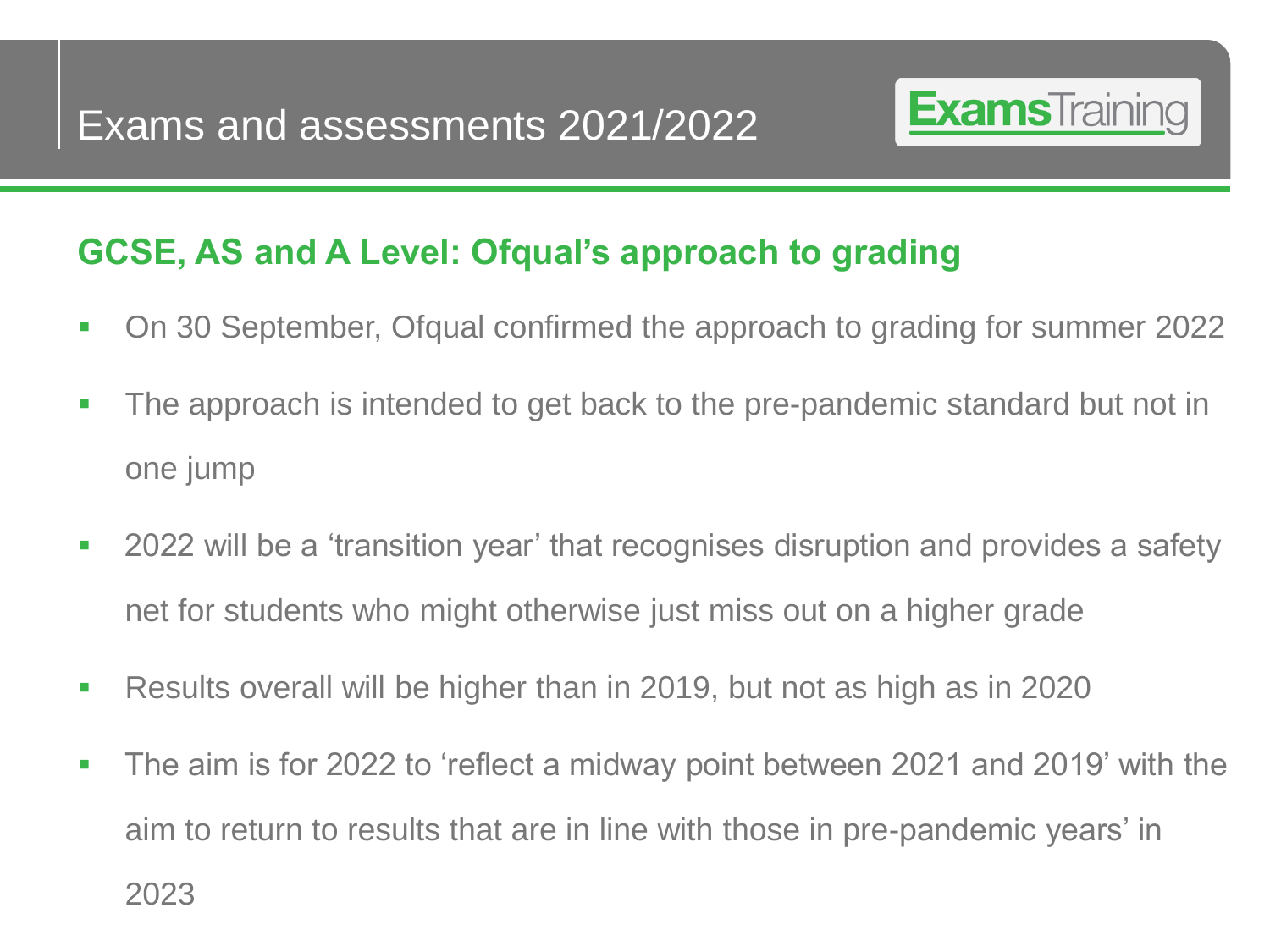# Exams and assessments 2021/2022

## GCSE, AS and A Level: Ofqual's approach to grading

- On 30 September, Ofqual confirmed the approach to grading for summer 2022
- The approach is intended to get back to the pre-pandemic standard but not in one jump
- 2022 will be a 'transition year' that recognises disruption and provides a safety net for students who might otherwise just miss out on a higher grade
- Results overall will be higher than in 2019, but not as high as in 2020
- The aim is for 2022 to 'reflect a midway point between 2021 and 2019' with the aim to return to results that are in line with those in pre-pandemic years' in 2023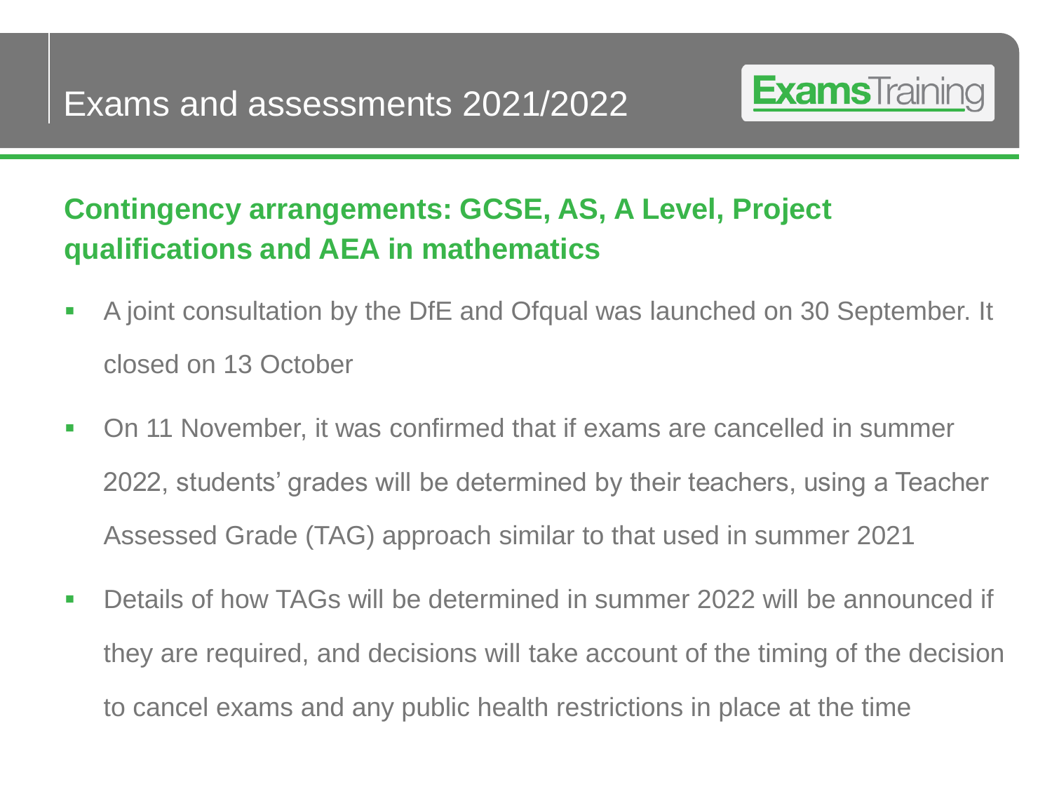# Exams and assessments 2021/2022

## Contingency arrangements: GCSE, AS, A Level, Project qualifications and AEA in mathematics

- A joint consultation by the DfE and Ofqual was launched on 30 September. It closed on 13 October
- On 11 November, it was confirmed that if exams are cancelled in summer 2022, students' grades will be determined by their teachers, using a Teacher Assessed Grade (TAG) approach similar to that used in summer 2021
- Details of how TAGs will be determined in summer 2022 will be announced if they are required, and decisions will take account of the timing of the decision to cancel exams and any public health restrictions in place at the time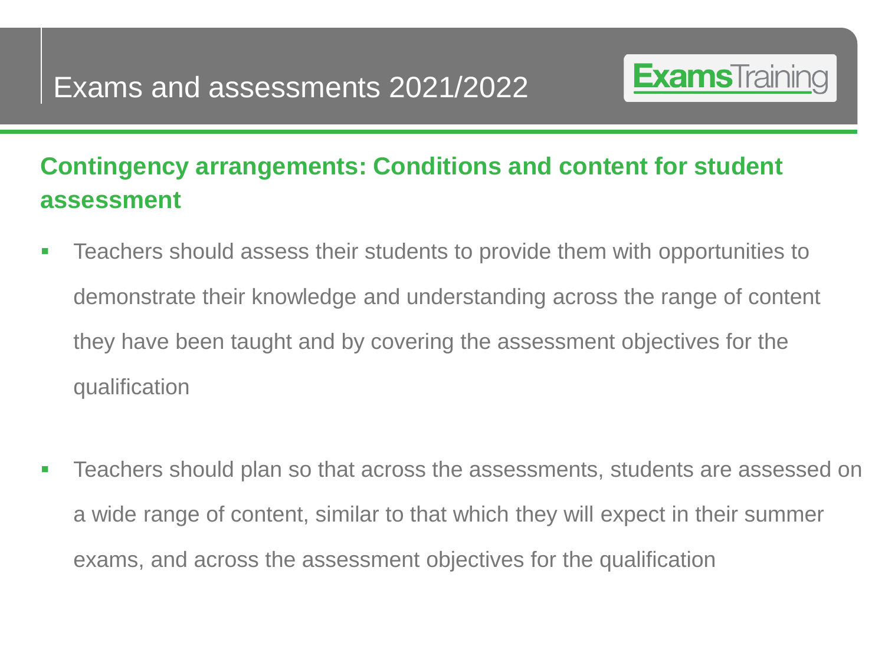# Exams and assessments 2021/2022

## Contingency arrangements: Conditions and content for student assessment

- Teachers should assess their students to provide them with opportunities to demonstrate their knowledge and understanding across the range of content they have been taught and by covering the assessment objectives for the qualification

- Teachers should plan so that across the assessments, students are assessed on a wide range of content, similar to that which they will expect in their summer exams, and across the assessment objectives for the qualification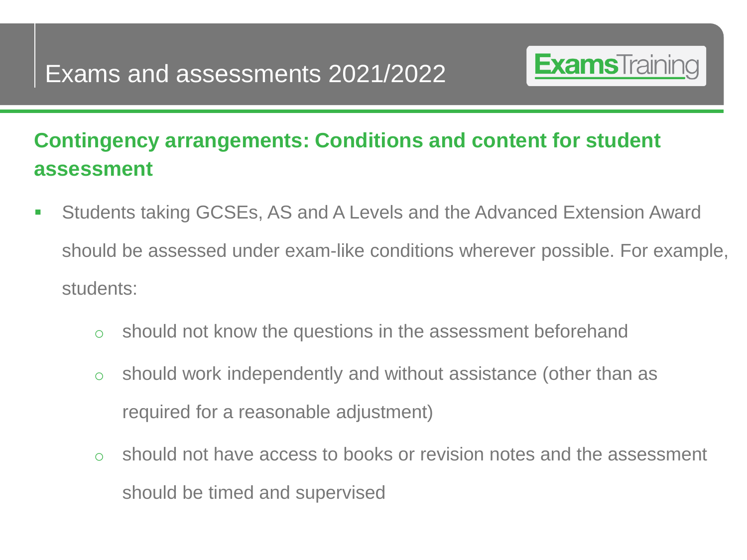# Exams and assessments 2021/2022

## Contingency arrangements: Conditions and content for student assessment

- Students taking GCSEs, AS and A Levels and the Advanced Extension Award should be assessed under exam-like conditions wherever possible. For example, students:
  - should not know the questions in the assessment beforehand
  - should work independently and without assistance (other than as required for a reasonable adjustment)
  - should not have access to books or revision notes and the assessment should be timed and supervised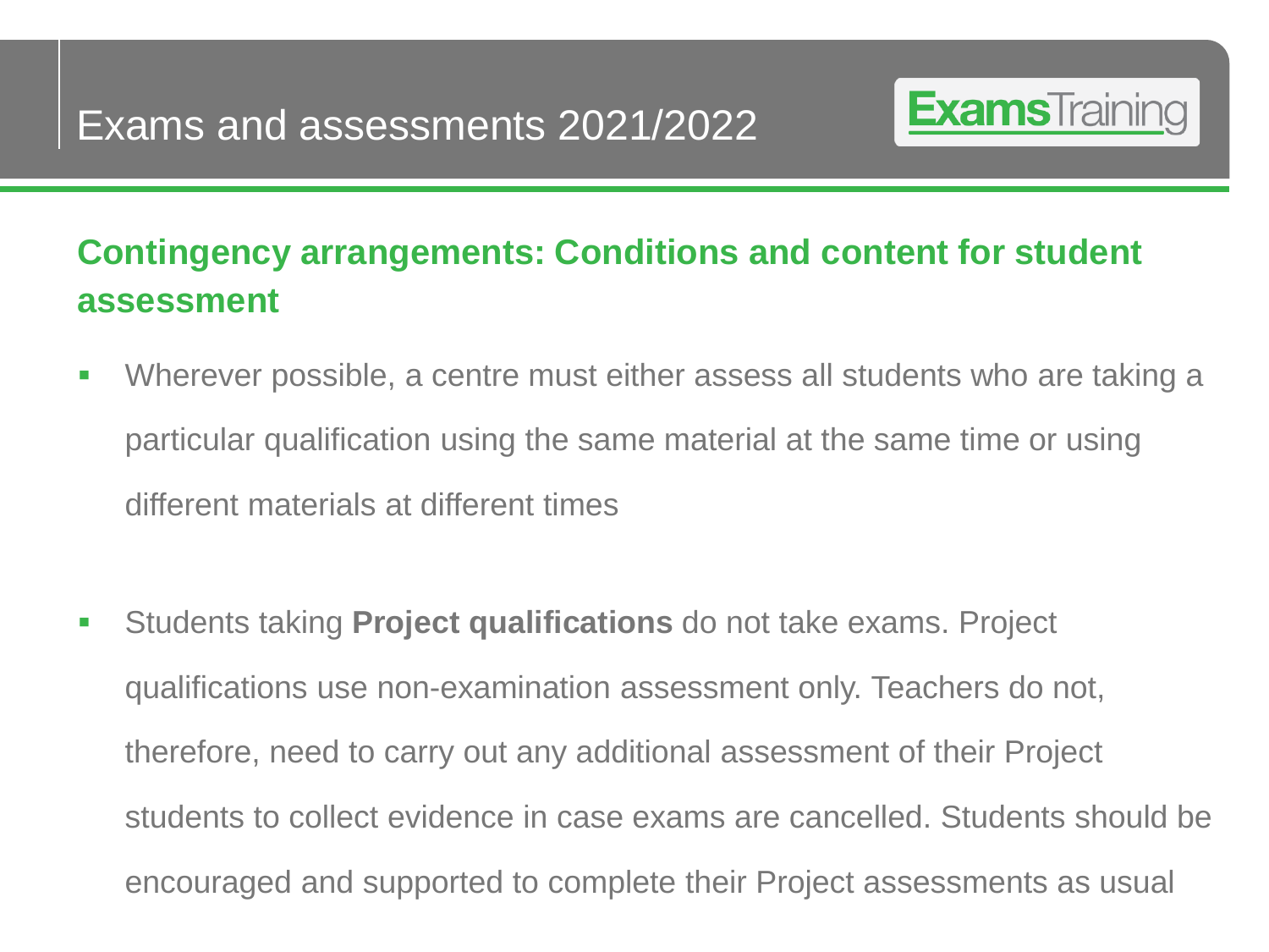# Exams and assessments 2021/2022

## Contingency arrangements: Conditions and content for student assessment

- Wherever possible, a centre must either assess all students who are taking a particular qualification using the same material at the same time or using different materials at different times
- Students taking **Project qualifications** do not take exams. Project qualifications use non-examination assessment only. Teachers do not, therefore, need to carry out any additional assessment of their Project students to collect evidence in case exams are cancelled. Students should be encouraged and supported to complete their Project assessments as usual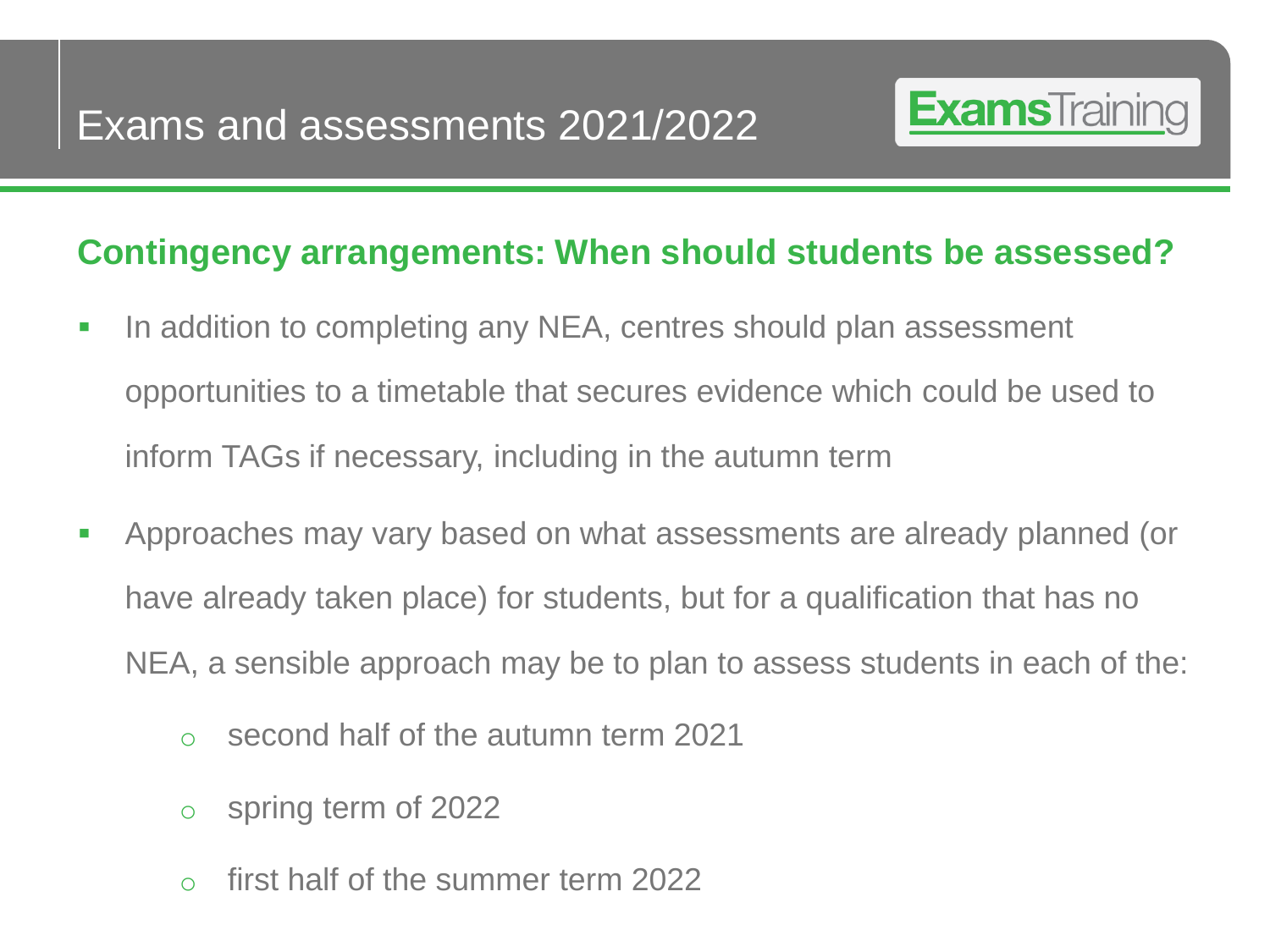# Exams and assessments 2021/2022

## Contingency arrangements: When should students be assessed?

- In addition to completing any NEA, centres should plan assessment opportunities to a timetable that secures evidence which could be used to inform TAGs if necessary, including in the autumn term
- Approaches may vary based on what assessments are already planned (or have already taken place) for students, but for a qualification that has no NEA, a sensible approach may be to plan to assess students in each of the:
  - second half of the autumn term 2021
  - spring term of 2022
  - first half of the summer term 2022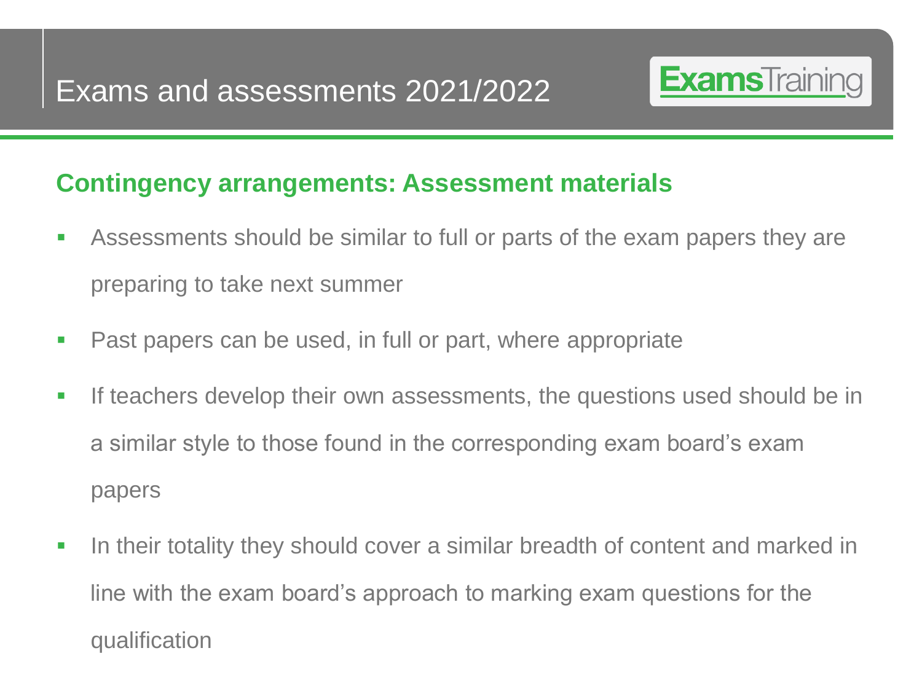# Exams and assessments 2021/2022

## Contingency arrangements: Assessment materials

- Assessments should be similar to full or parts of the exam papers they are preparing to take next summer
- Past papers can be used, in full or part, where appropriate
- If teachers develop their own assessments, the questions used should be in a similar style to those found in the corresponding exam board's exam papers
- In their totality they should cover a similar breadth of content and marked in line with the exam board's approach to marking exam questions for the qualification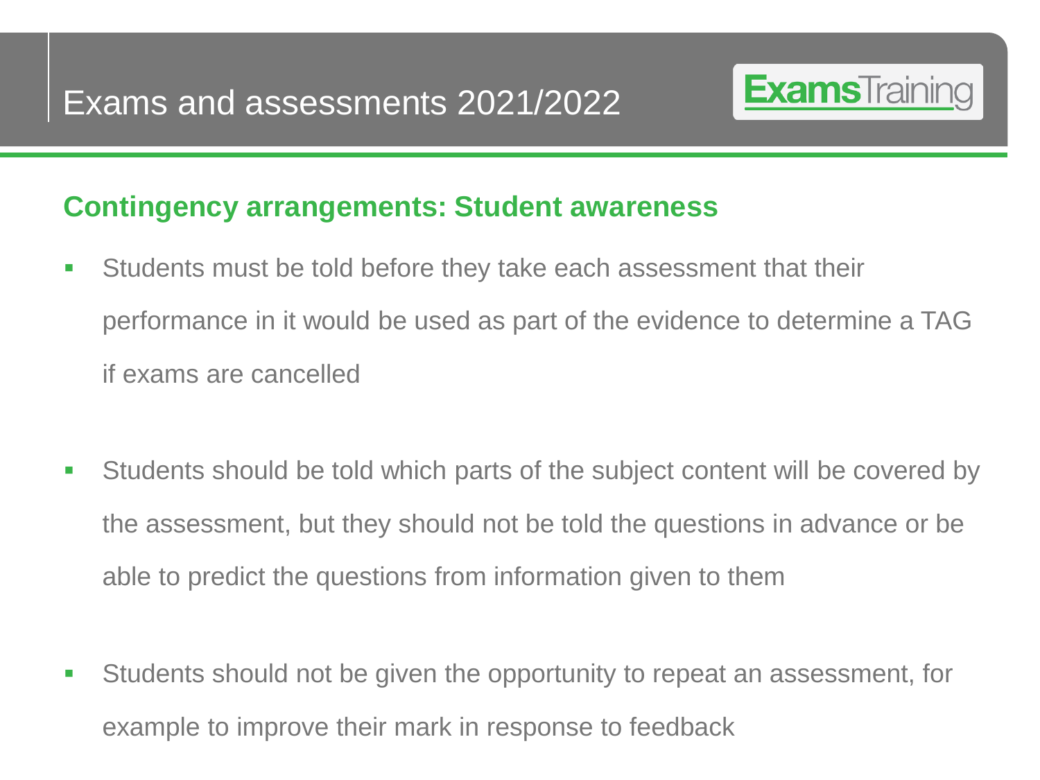# Exams and assessments 2021/2022

## Contingency arrangements: Student awareness

- Students must be told before they take each assessment that their performance in it would be used as part of the evidence to determine a TAG if exams are cancelled
- Students should be told which parts of the subject content will be covered by the assessment, but they should not be told the questions in advance or be able to predict the questions from information given to them
- Students should not be given the opportunity to repeat an assessment, for example to improve their mark in response to feedback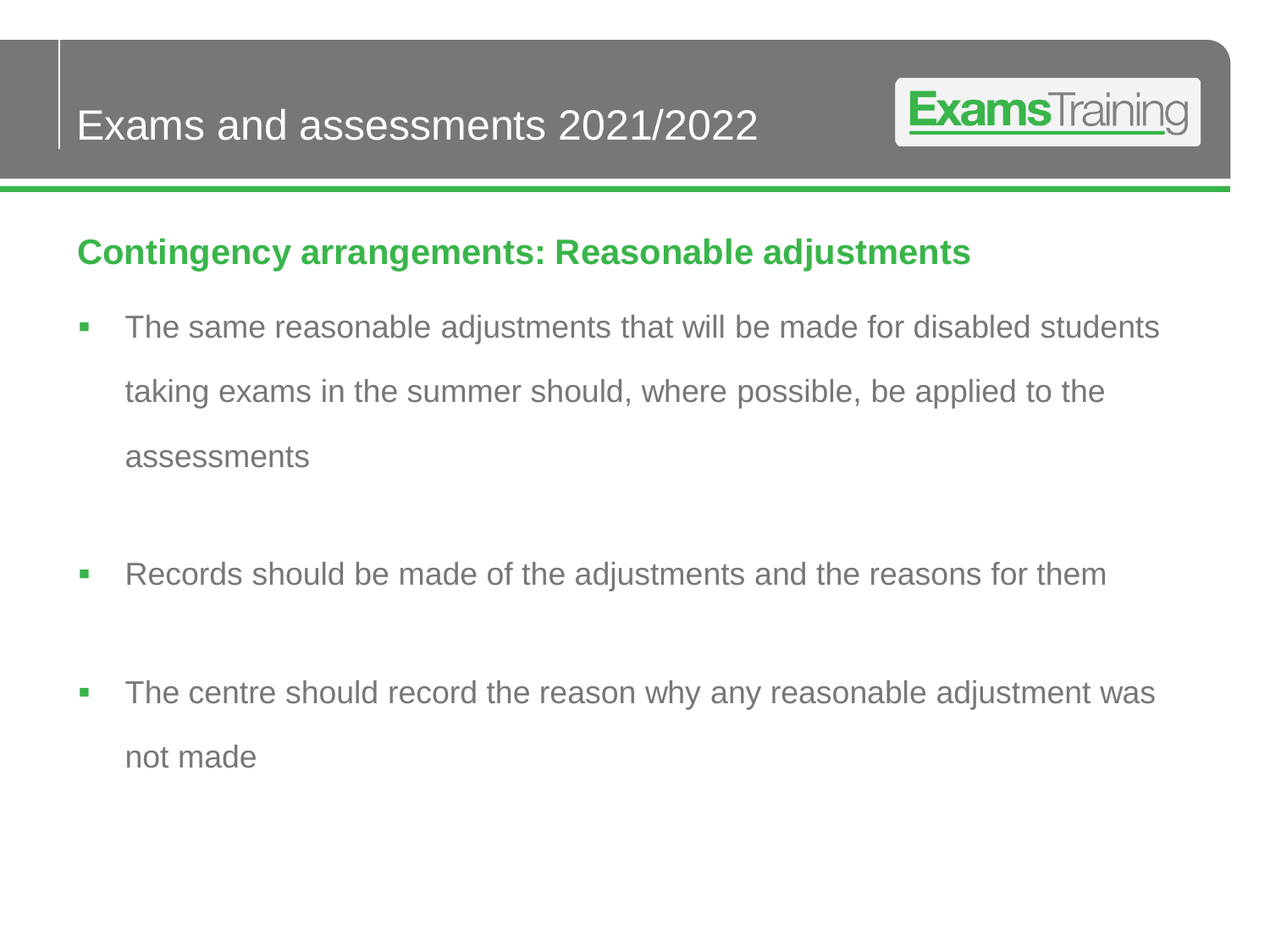# Exams and assessments 2021/2022

## Contingency arrangements: Reasonable adjustments

- The same reasonable adjustments that will be made for disabled students taking exams in the summer should, where possible, be applied to the assessments
- Records should be made of the adjustments and the reasons for them
- The centre should record the reason why any reasonable adjustment was not made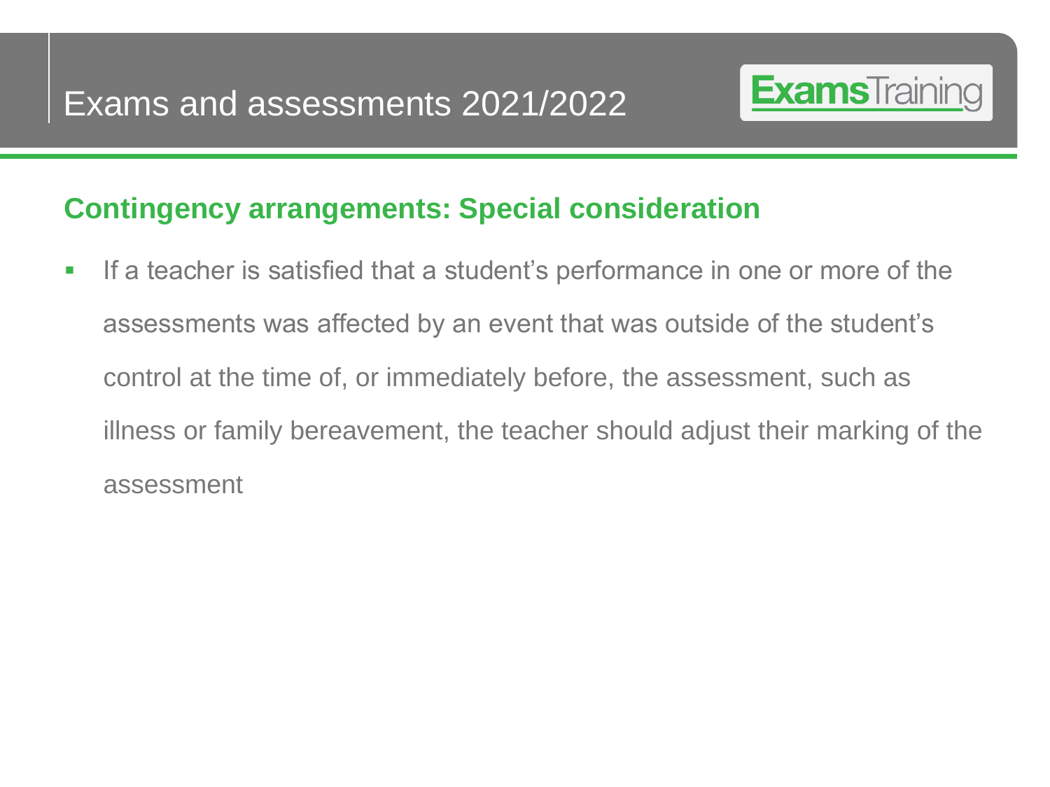# Exams and assessments 2021/2022

## Contingency arrangements: Special consideration

- If a teacher is satisfied that a student's performance in one or more of the assessments was affected by an event that was outside of the student's control at the time of, or immediately before, the assessment, such as illness or family bereavement, the teacher should adjust their marking of the assessment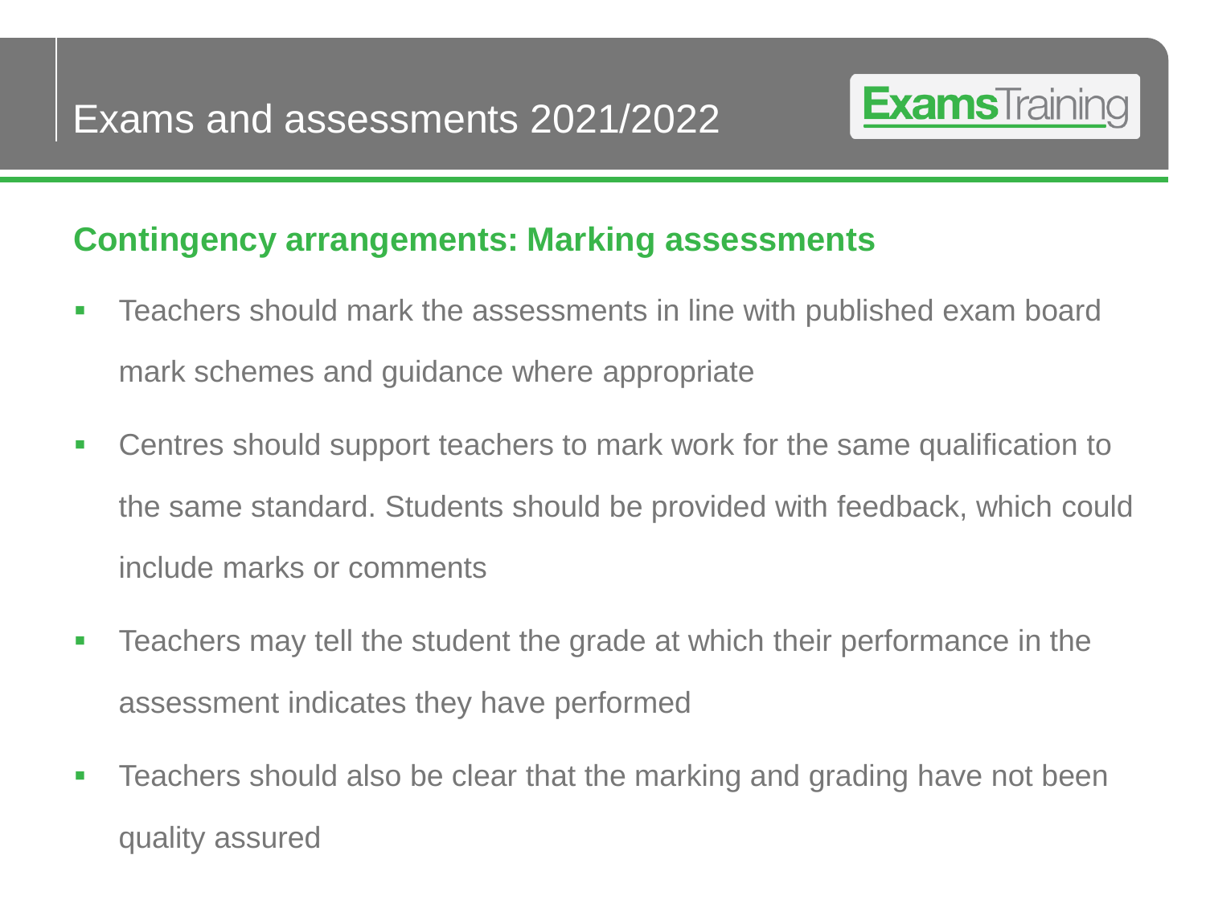# Exams and assessments 2021/2022

ExamsTraining

## Contingency arrangements: Marking assessments

- Teachers should mark the assessments in line with published exam board mark schemes and guidance where appropriate
- Centres should support teachers to mark work for the same qualification to the same standard. Students should be provided with feedback, which could include marks or comments
- Teachers may tell the student the grade at which their performance in the assessment indicates they have performed
- Teachers should also be clear that the marking and grading have not been quality assured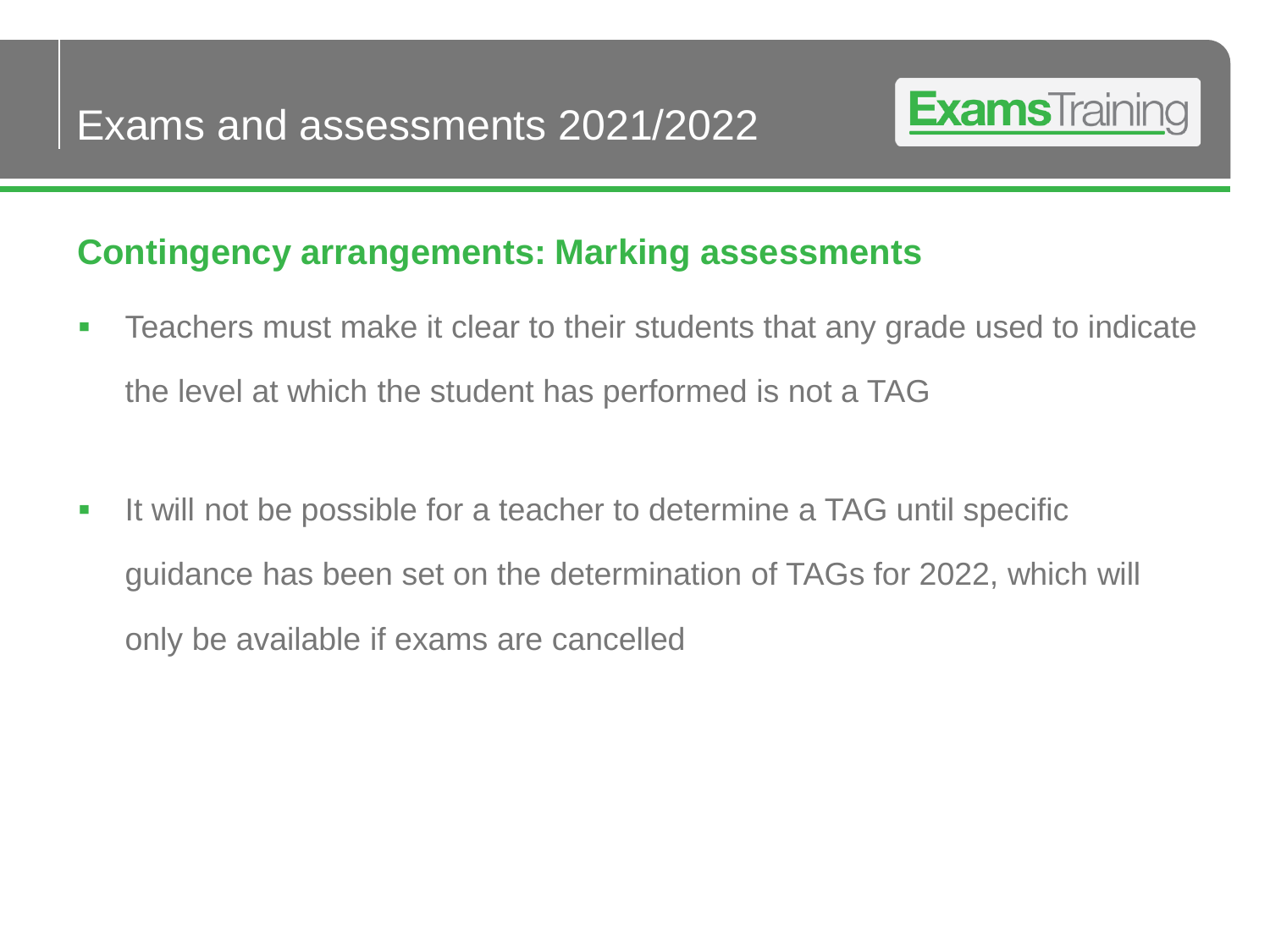# Exams and assessments 2021/2022

## Contingency arrangements: Marking assessments

- Teachers must make it clear to their students that any grade used to indicate the level at which the student has performed is not a TAG
- It will not be possible for a teacher to determine a TAG until specific guidance has been set on the determination of TAGs for 2022, which will only be available if exams are cancelled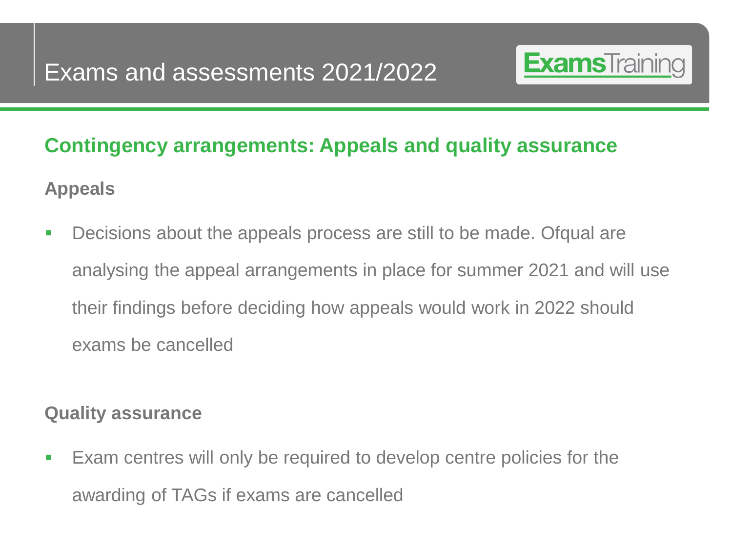# Exams and assessments 2021/2022

## Contingency arrangements: Appeals and quality assurance

### Appeals

- Decisions about the appeals process are still to be made. Ofqual are analysing the appeal arrangements in place for summer 2021 and will use their findings before deciding how appeals would work in 2022 should exams be cancelled

### Quality assurance

- Exam centres will only be required to develop centre policies for the awarding of TAGs if exams are cancelled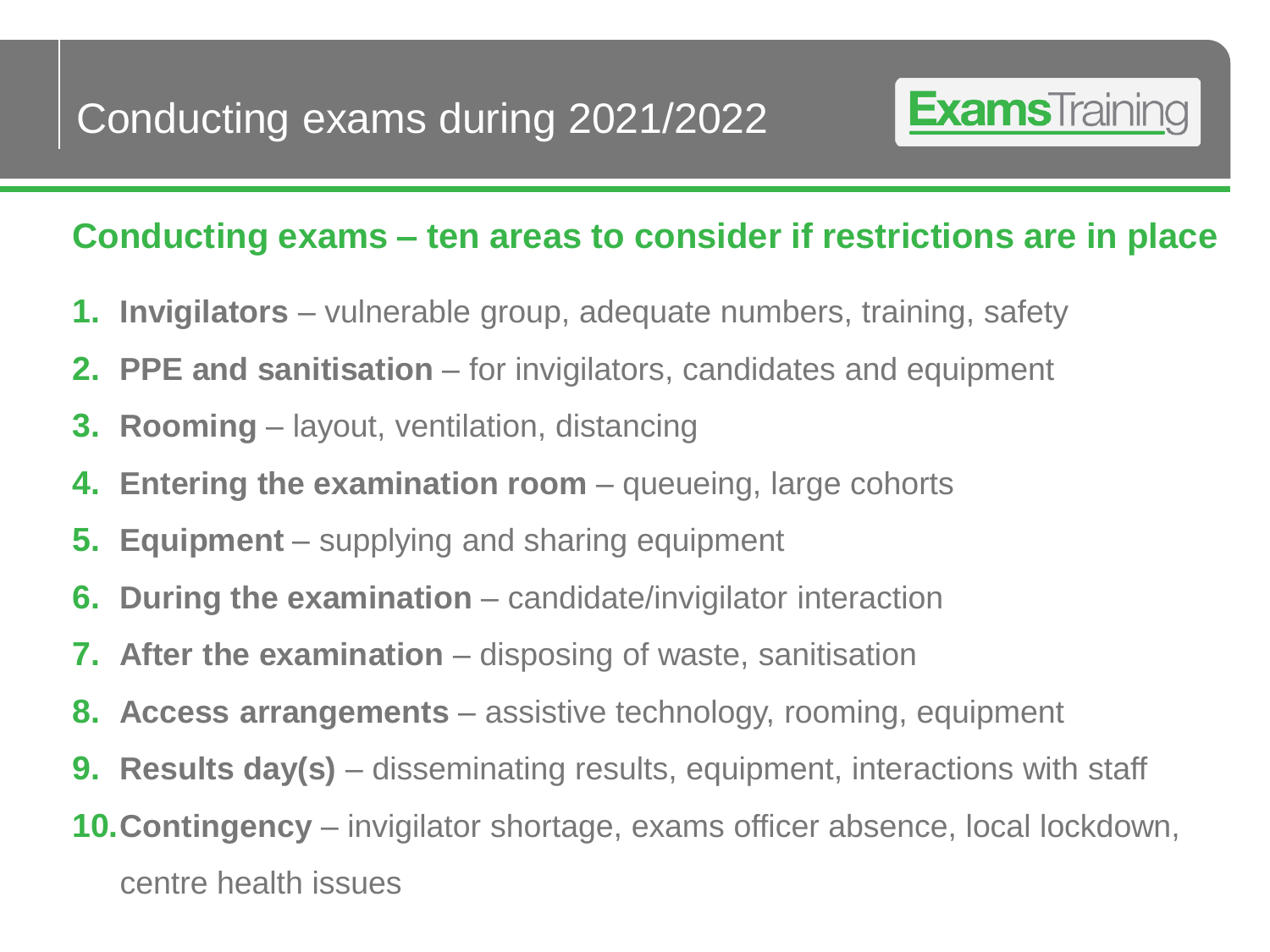# Conducting exams during 2021/2022

ExamsTraining

## Conducting exams – ten areas to consider if restrictions are in place

1. **Invigilators** – vulnerable group, adequate numbers, training, safety
2. **PPE and sanitisation** – for invigilators, candidates and equipment
3. **Rooming** – layout, ventilation, distancing
4. **Entering the examination room** – queueing, large cohorts
5. **Equipment** – supplying and sharing equipment
6. **During the examination** – candidate/invigilator interaction
7. **After the examination** – disposing of waste, sanitisation
8. **Access arrangements** – assistive technology, rooming, equipment
9. **Results day(s)** – disseminating results, equipment, interactions with staff
10. **Contingency** – invigilator shortage, exams officer absence, local lockdown, centre health issues